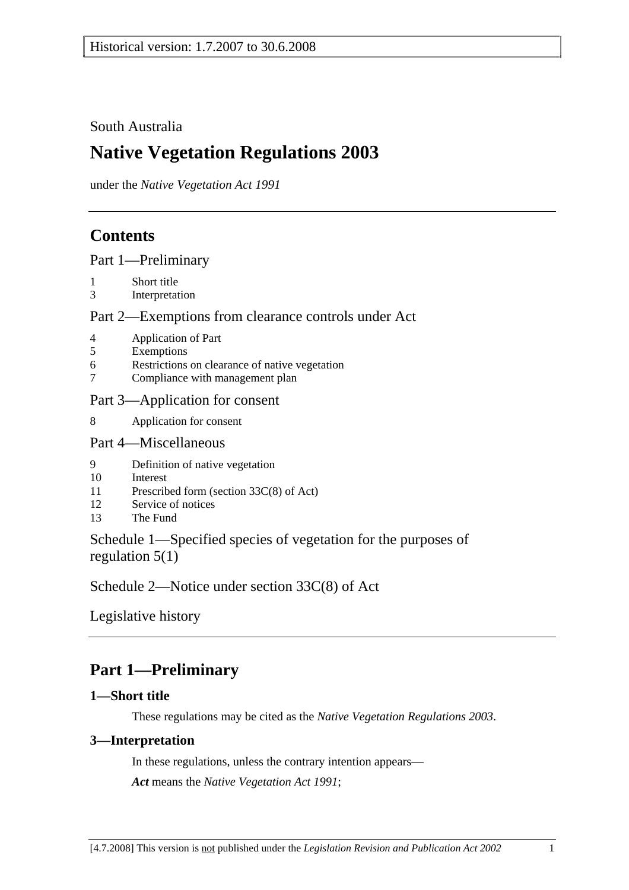Historical version: 1.7.2007 to 30.6.2008

South Australia

# Native Vegetation Regulations 2003

under the *Native Vegetation Act 1991*

## Contents

Part 1—Preliminary

1 Short title
3 Interpretation

Part 2—Exemptions from clearance controls under Act

4 Application of Part
5 Exemptions
6 Restrictions on clearance of native vegetation
7 Compliance with management plan

Part 3—Application for consent

8 Application for consent

Part 4—Miscellaneous

9 Definition of native vegetation
10 Interest
11 Prescribed form (section 33C(8) of Act)
12 Service of notices
13 The Fund

Schedule 1—Specified species of vegetation for the purposes of regulation 5(1)

Schedule 2—Notice under section 33C(8) of Act

Legislative history

## Part 1—Preliminary

### 1—Short title

These regulations may be cited as the *Native Vegetation Regulations 2003*.

### 3—Interpretation

In these regulations, unless the contrary intention appears—

***Act*** means the *Native Vegetation Act 1991*;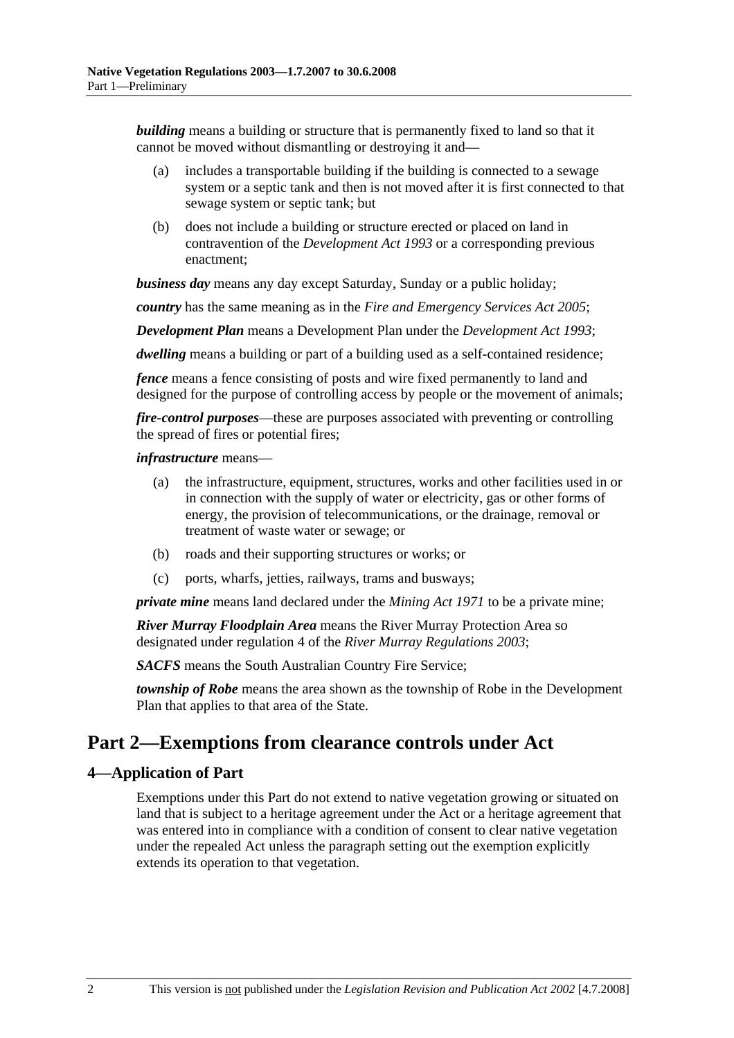***building*** means a building or structure that is permanently fixed to land so that it cannot be moved without dismantling or destroying it and—

(a) includes a transportable building if the building is connected to a sewage system or a septic tank and then is not moved after it is first connected to that sewage system or septic tank; but

(b) does not include a building or structure erected or placed on land in contravention of the *Development Act 1993* or a corresponding previous enactment;

***business day*** means any day except Saturday, Sunday or a public holiday;

***country*** has the same meaning as in the *Fire and Emergency Services Act 2005*;

***Development Plan*** means a Development Plan under the *Development Act 1993*;

***dwelling*** means a building or part of a building used as a self-contained residence;

***fence*** means a fence consisting of posts and wire fixed permanently to land and designed for the purpose of controlling access by people or the movement of animals;

***fire-control purposes***—these are purposes associated with preventing or controlling the spread of fires or potential fires;

***infrastructure*** means—

(a) the infrastructure, equipment, structures, works and other facilities used in or in connection with the supply of water or electricity, gas or other forms of energy, the provision of telecommunications, or the drainage, removal or treatment of waste water or sewage; or

(b) roads and their supporting structures or works; or

(c) ports, wharfs, jetties, railways, trams and busways;

***private mine*** means land declared under the *Mining Act 1971* to be a private mine;

***River Murray Floodplain Area*** means the River Murray Protection Area so designated under regulation 4 of the *River Murray Regulations 2003*;

***SACFS*** means the South Australian Country Fire Service;

***township of Robe*** means the area shown as the township of Robe in the Development Plan that applies to that area of the State.

# Part 2—Exemptions from clearance controls under Act

## 4—Application of Part

Exemptions under this Part do not extend to native vegetation growing or situated on land that is subject to a heritage agreement under the Act or a heritage agreement that was entered into in compliance with a condition of consent to clear native vegetation under the repealed Act unless the paragraph setting out the exemption explicitly extends its operation to that vegetation.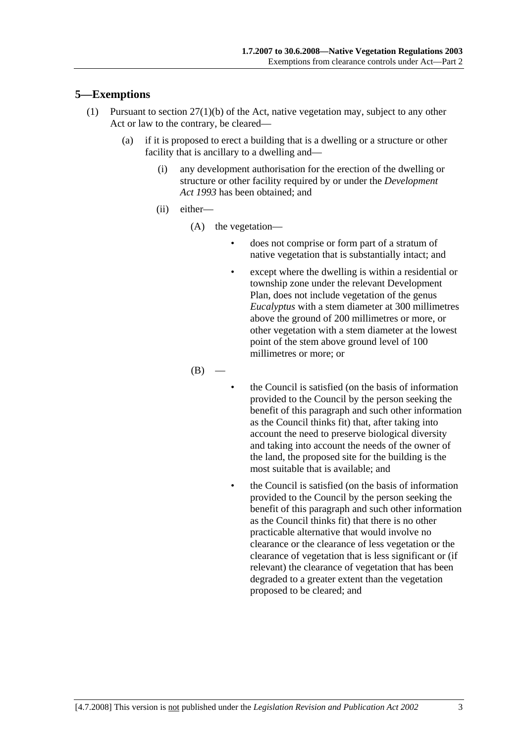## 5—Exemptions

(1) Pursuant to section 27(1)(b) of the Act, native vegetation may, subject to any other Act or law to the contrary, be cleared—

(a) if it is proposed to erect a building that is a dwelling or a structure or other facility that is ancillary to a dwelling and—

(i) any development authorisation for the erection of the dwelling or structure or other facility required by or under the *Development Act 1993* has been obtained; and

(ii) either—

(A) the vegetation—

- does not comprise or form part of a stratum of native vegetation that is substantially intact; and
- except where the dwelling is within a residential or township zone under the relevant Development Plan, does not include vegetation of the genus *Eucalyptus* with a stem diameter at 300 millimetres above the ground of 200 millimetres or more, or other vegetation with a stem diameter at the lowest point of the stem above ground level of 100 millimetres or more; or

(B) —

- the Council is satisfied (on the basis of information provided to the Council by the person seeking the benefit of this paragraph and such other information as the Council thinks fit) that, after taking into account the need to preserve biological diversity and taking into account the needs of the owner of the land, the proposed site for the building is the most suitable that is available; and
- the Council is satisfied (on the basis of information provided to the Council by the person seeking the benefit of this paragraph and such other information as the Council thinks fit) that there is no other practicable alternative that would involve no clearance or the clearance of less vegetation or the clearance of vegetation that is less significant or (if relevant) the clearance of vegetation that has been degraded to a greater extent than the vegetation proposed to be cleared; and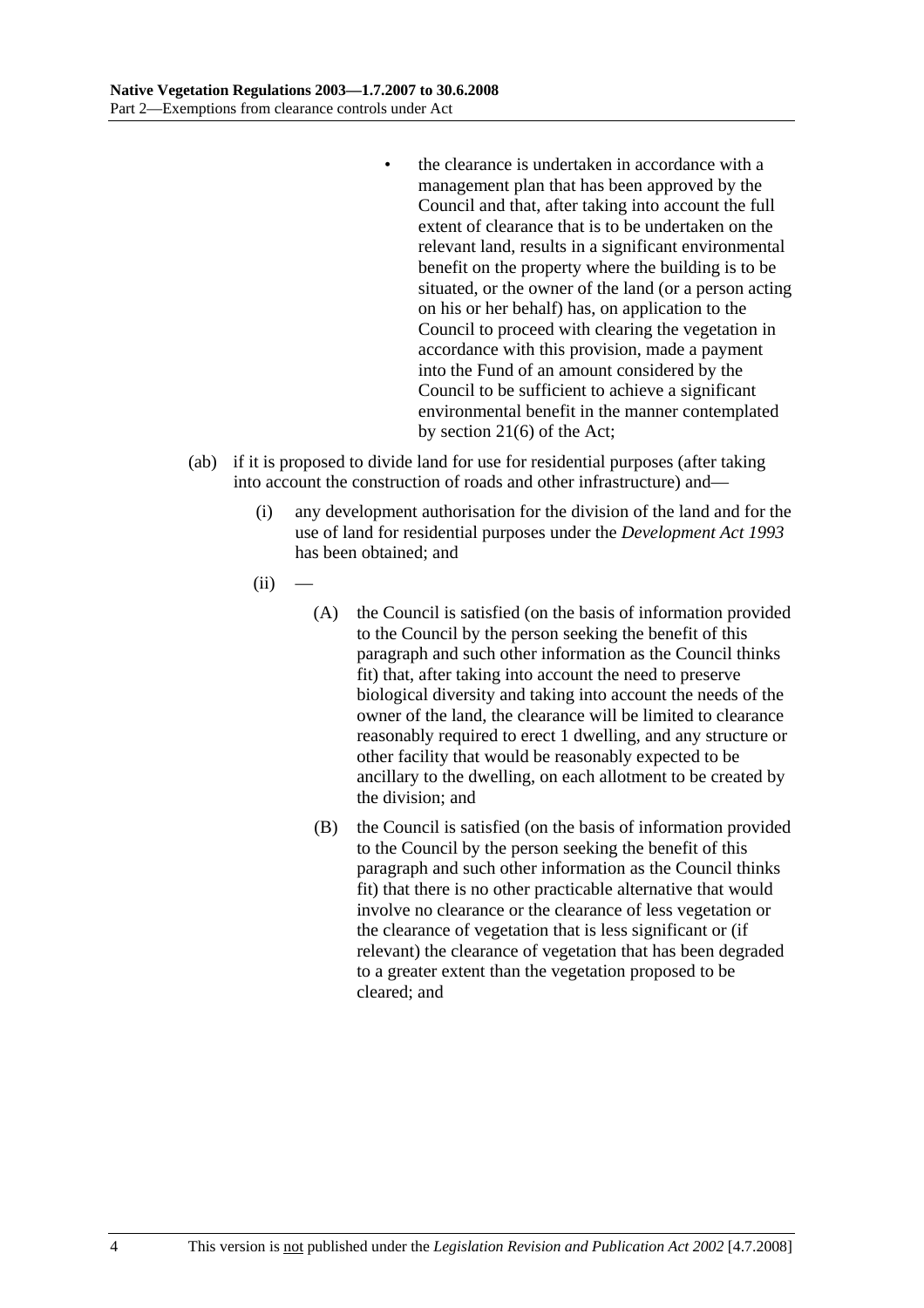- the clearance is undertaken in accordance with a management plan that has been approved by the Council and that, after taking into account the full extent of clearance that is to be undertaken on the relevant land, results in a significant environmental benefit on the property where the building is to be situated, or the owner of the land (or a person acting on his or her behalf) has, on application to the Council to proceed with clearing the vegetation in accordance with this provision, made a payment into the Fund of an amount considered by the Council to be sufficient to achieve a significant environmental benefit in the manner contemplated by section 21(6) of the Act;

(ab) if it is proposed to divide land for use for residential purposes (after taking into account the construction of roads and other infrastructure) and—

(i) any development authorisation for the division of the land and for the use of land for residential purposes under the *Development Act 1993* has been obtained; and

(ii) —

(A) the Council is satisfied (on the basis of information provided to the Council by the person seeking the benefit of this paragraph and such other information as the Council thinks fit) that, after taking into account the need to preserve biological diversity and taking into account the needs of the owner of the land, the clearance will be limited to clearance reasonably required to erect 1 dwelling, and any structure or other facility that would be reasonably expected to be ancillary to the dwelling, on each allotment to be created by the division; and

(B) the Council is satisfied (on the basis of information provided to the Council by the person seeking the benefit of this paragraph and such other information as the Council thinks fit) that there is no other practicable alternative that would involve no clearance or the clearance of less vegetation or the clearance of vegetation that is less significant or (if relevant) the clearance of vegetation that has been degraded to a greater extent than the vegetation proposed to be cleared; and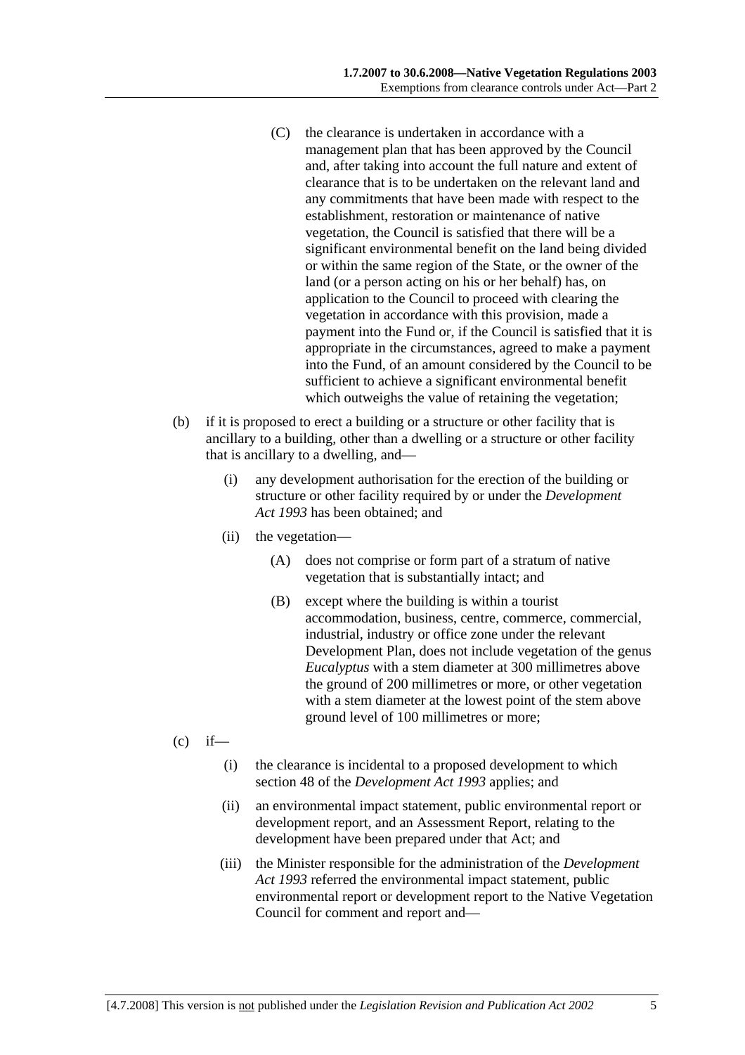(C) the clearance is undertaken in accordance with a management plan that has been approved by the Council and, after taking into account the full nature and extent of clearance that is to be undertaken on the relevant land and any commitments that have been made with respect to the establishment, restoration or maintenance of native vegetation, the Council is satisfied that there will be a significant environmental benefit on the land being divided or within the same region of the State, or the owner of the land (or a person acting on his or her behalf) has, on application to the Council to proceed with clearing the vegetation in accordance with this provision, made a payment into the Fund or, if the Council is satisfied that it is appropriate in the circumstances, agreed to make a payment into the Fund, of an amount considered by the Council to be sufficient to achieve a significant environmental benefit which outweighs the value of retaining the vegetation;

(b) if it is proposed to erect a building or a structure or other facility that is ancillary to a building, other than a dwelling or a structure or other facility that is ancillary to a dwelling, and—

(i) any development authorisation for the erection of the building or structure or other facility required by or under the *Development Act 1993* has been obtained; and

(ii) the vegetation—

(A) does not comprise or form part of a stratum of native vegetation that is substantially intact; and

(B) except where the building is within a tourist accommodation, business, centre, commerce, commercial, industrial, industry or office zone under the relevant Development Plan, does not include vegetation of the genus *Eucalyptus* with a stem diameter at 300 millimetres above the ground of 200 millimetres or more, or other vegetation with a stem diameter at the lowest point of the stem above ground level of 100 millimetres or more;

(c) if—

(i) the clearance is incidental to a proposed development to which section 48 of the *Development Act 1993* applies; and

(ii) an environmental impact statement, public environmental report or development report, and an Assessment Report, relating to the development have been prepared under that Act; and

(iii) the Minister responsible for the administration of the *Development Act 1993* referred the environmental impact statement, public environmental report or development report to the Native Vegetation Council for comment and report and—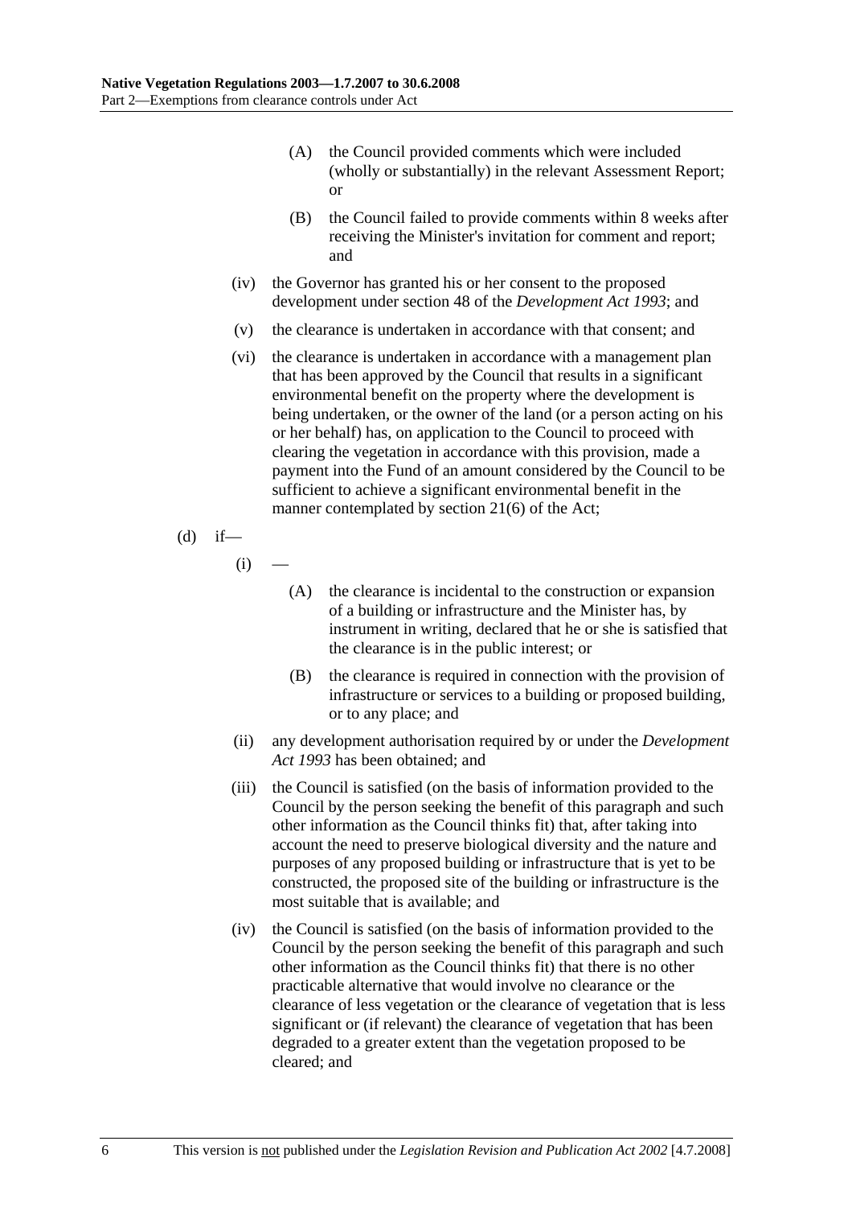(A) the Council provided comments which were included (wholly or substantially) in the relevant Assessment Report; or

(B) the Council failed to provide comments within 8 weeks after receiving the Minister's invitation for comment and report; and

(iv) the Governor has granted his or her consent to the proposed development under section 48 of the *Development Act 1993*; and

(v) the clearance is undertaken in accordance with that consent; and

(vi) the clearance is undertaken in accordance with a management plan that has been approved by the Council that results in a significant environmental benefit on the property where the development is being undertaken, or the owner of the land (or a person acting on his or her behalf) has, on application to the Council to proceed with clearing the vegetation in accordance with this provision, made a payment into the Fund of an amount considered by the Council to be sufficient to achieve a significant environmental benefit in the manner contemplated by section 21(6) of the Act;

(d) if—

(i) —

(A) the clearance is incidental to the construction or expansion of a building or infrastructure and the Minister has, by instrument in writing, declared that he or she is satisfied that the clearance is in the public interest; or

(B) the clearance is required in connection with the provision of infrastructure or services to a building or proposed building, or to any place; and

(ii) any development authorisation required by or under the *Development Act 1993* has been obtained; and

(iii) the Council is satisfied (on the basis of information provided to the Council by the person seeking the benefit of this paragraph and such other information as the Council thinks fit) that, after taking into account the need to preserve biological diversity and the nature and purposes of any proposed building or infrastructure that is yet to be constructed, the proposed site of the building or infrastructure is the most suitable that is available; and

(iv) the Council is satisfied (on the basis of information provided to the Council by the person seeking the benefit of this paragraph and such other information as the Council thinks fit) that there is no other practicable alternative that would involve no clearance or the clearance of less vegetation or the clearance of vegetation that is less significant or (if relevant) the clearance of vegetation that has been degraded to a greater extent than the vegetation proposed to be cleared; and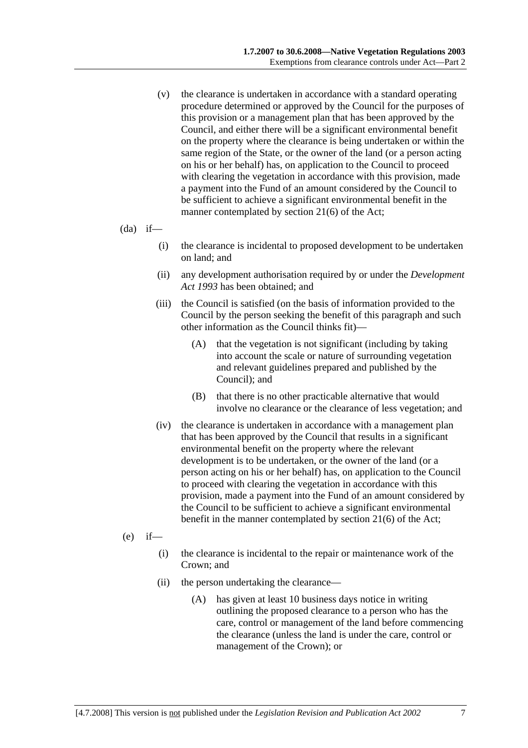(v) the clearance is undertaken in accordance with a standard operating procedure determined or approved by the Council for the purposes of this provision or a management plan that has been approved by the Council, and either there will be a significant environmental benefit on the property where the clearance is being undertaken or within the same region of the State, or the owner of the land (or a person acting on his or her behalf) has, on application to the Council to proceed with clearing the vegetation in accordance with this provision, made a payment into the Fund of an amount considered by the Council to be sufficient to achieve a significant environmental benefit in the manner contemplated by section 21(6) of the Act;

(da) if—

(i) the clearance is incidental to proposed development to be undertaken on land; and

(ii) any development authorisation required by or under the *Development Act 1993* has been obtained; and

(iii) the Council is satisfied (on the basis of information provided to the Council by the person seeking the benefit of this paragraph and such other information as the Council thinks fit)—

(A) that the vegetation is not significant (including by taking into account the scale or nature of surrounding vegetation and relevant guidelines prepared and published by the Council); and

(B) that there is no other practicable alternative that would involve no clearance or the clearance of less vegetation; and

(iv) the clearance is undertaken in accordance with a management plan that has been approved by the Council that results in a significant environmental benefit on the property where the relevant development is to be undertaken, or the owner of the land (or a person acting on his or her behalf) has, on application to the Council to proceed with clearing the vegetation in accordance with this provision, made a payment into the Fund of an amount considered by the Council to be sufficient to achieve a significant environmental benefit in the manner contemplated by section 21(6) of the Act;

(e) if—

(i) the clearance is incidental to the repair or maintenance work of the Crown; and

(ii) the person undertaking the clearance—

(A) has given at least 10 business days notice in writing outlining the proposed clearance to a person who has the care, control or management of the land before commencing the clearance (unless the land is under the care, control or management of the Crown); or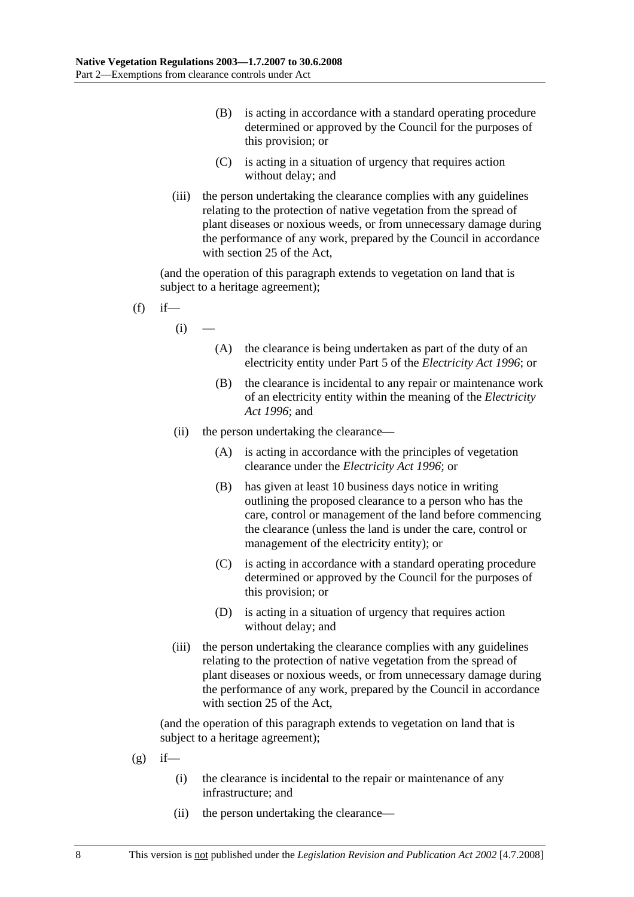(B) is acting in accordance with a standard operating procedure determined or approved by the Council for the purposes of this provision; or

(C) is acting in a situation of urgency that requires action without delay; and

(iii) the person undertaking the clearance complies with any guidelines relating to the protection of native vegetation from the spread of plant diseases or noxious weeds, or from unnecessary damage during the performance of any work, prepared by the Council in accordance with section 25 of the Act,

(and the operation of this paragraph extends to vegetation on land that is subject to a heritage agreement);

(f) if—

(i) —

(A) the clearance is being undertaken as part of the duty of an electricity entity under Part 5 of the *Electricity Act 1996*; or

(B) the clearance is incidental to any repair or maintenance work of an electricity entity within the meaning of the *Electricity Act 1996*; and

(ii) the person undertaking the clearance—

(A) is acting in accordance with the principles of vegetation clearance under the *Electricity Act 1996*; or

(B) has given at least 10 business days notice in writing outlining the proposed clearance to a person who has the care, control or management of the land before commencing the clearance (unless the land is under the care, control or management of the electricity entity); or

(C) is acting in accordance with a standard operating procedure determined or approved by the Council for the purposes of this provision; or

(D) is acting in a situation of urgency that requires action without delay; and

(iii) the person undertaking the clearance complies with any guidelines relating to the protection of native vegetation from the spread of plant diseases or noxious weeds, or from unnecessary damage during the performance of any work, prepared by the Council in accordance with section 25 of the Act,

(and the operation of this paragraph extends to vegetation on land that is subject to a heritage agreement);

(g) if—

(i) the clearance is incidental to the repair or maintenance of any infrastructure; and

(ii) the person undertaking the clearance—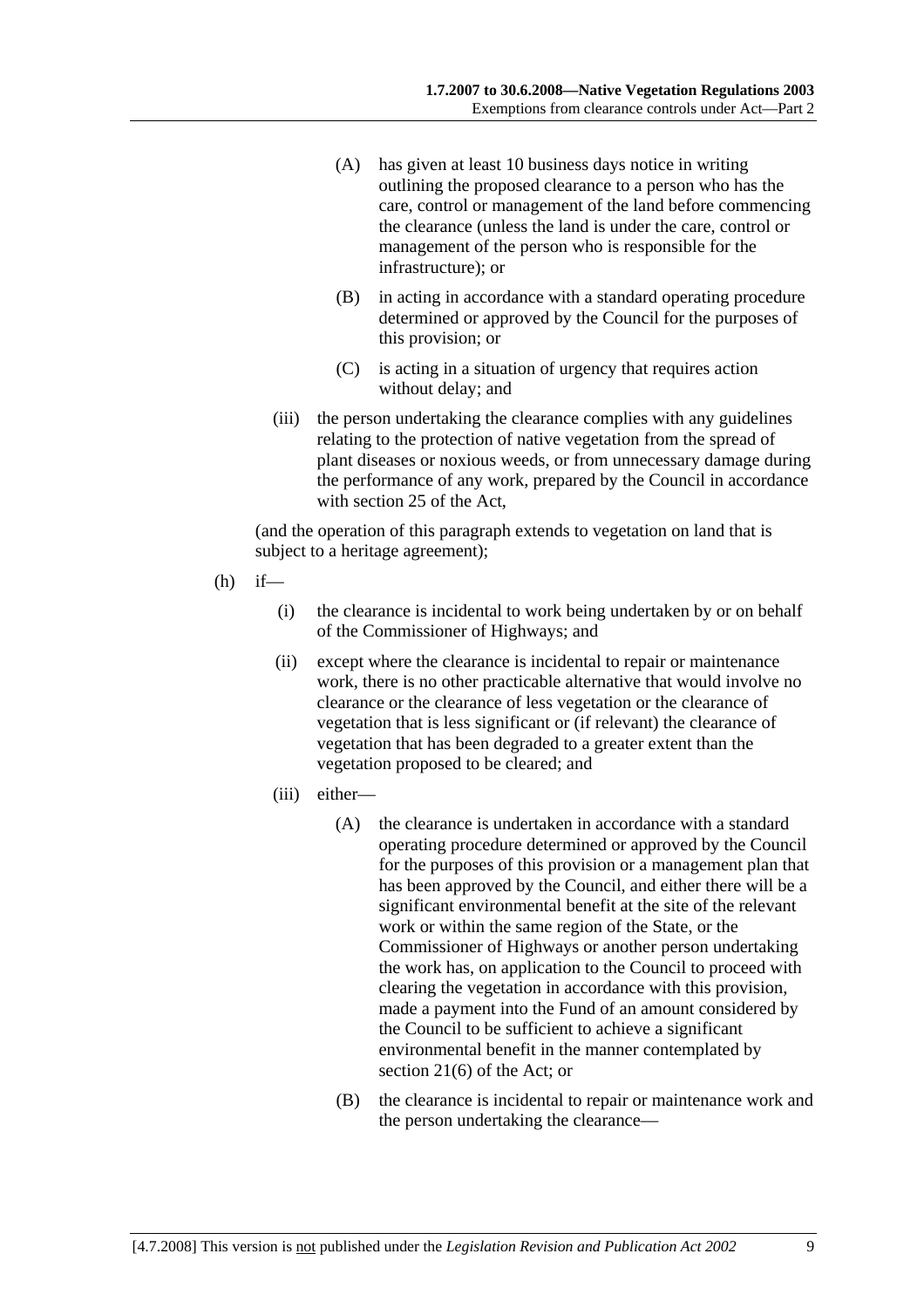(A) has given at least 10 business days notice in writing outlining the proposed clearance to a person who has the care, control or management of the land before commencing the clearance (unless the land is under the care, control or management of the person who is responsible for the infrastructure); or

(B) in acting in accordance with a standard operating procedure determined or approved by the Council for the purposes of this provision; or

(C) is acting in a situation of urgency that requires action without delay; and

(iii) the person undertaking the clearance complies with any guidelines relating to the protection of native vegetation from the spread of plant diseases or noxious weeds, or from unnecessary damage during the performance of any work, prepared by the Council in accordance with section 25 of the Act,

(and the operation of this paragraph extends to vegetation on land that is subject to a heritage agreement);

(h) if—

(i) the clearance is incidental to work being undertaken by or on behalf of the Commissioner of Highways; and

(ii) except where the clearance is incidental to repair or maintenance work, there is no other practicable alternative that would involve no clearance or the clearance of less vegetation or the clearance of vegetation that is less significant or (if relevant) the clearance of vegetation that has been degraded to a greater extent than the vegetation proposed to be cleared; and

(iii) either—

(A) the clearance is undertaken in accordance with a standard operating procedure determined or approved by the Council for the purposes of this provision or a management plan that has been approved by the Council, and either there will be a significant environmental benefit at the site of the relevant work or within the same region of the State, or the Commissioner of Highways or another person undertaking the work has, on application to the Council to proceed with clearing the vegetation in accordance with this provision, made a payment into the Fund of an amount considered by the Council to be sufficient to achieve a significant environmental benefit in the manner contemplated by section 21(6) of the Act; or

(B) the clearance is incidental to repair or maintenance work and the person undertaking the clearance—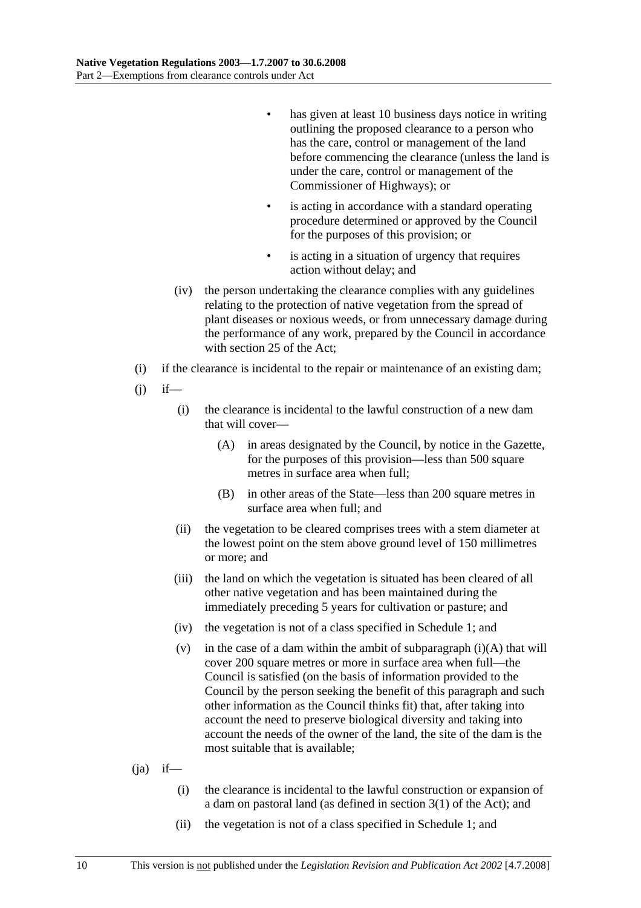- has given at least 10 business days notice in writing outlining the proposed clearance to a person who has the care, control or management of the land before commencing the clearance (unless the land is under the care, control or management of the Commissioner of Highways); or
- is acting in accordance with a standard operating procedure determined or approved by the Council for the purposes of this provision; or
- is acting in a situation of urgency that requires action without delay; and

(iv) the person undertaking the clearance complies with any guidelines relating to the protection of native vegetation from the spread of plant diseases or noxious weeds, or from unnecessary damage during the performance of any work, prepared by the Council in accordance with section 25 of the Act;

(i) if the clearance is incidental to the repair or maintenance of an existing dam;

(j) if—

(i) the clearance is incidental to the lawful construction of a new dam that will cover—

(A) in areas designated by the Council, by notice in the Gazette, for the purposes of this provision—less than 500 square metres in surface area when full;

(B) in other areas of the State—less than 200 square metres in surface area when full; and

(ii) the vegetation to be cleared comprises trees with a stem diameter at the lowest point on the stem above ground level of 150 millimetres or more; and

(iii) the land on which the vegetation is situated has been cleared of all other native vegetation and has been maintained during the immediately preceding 5 years for cultivation or pasture; and

(iv) the vegetation is not of a class specified in Schedule 1; and

(v) in the case of a dam within the ambit of subparagraph (i)(A) that will cover 200 square metres or more in surface area when full—the Council is satisfied (on the basis of information provided to the Council by the person seeking the benefit of this paragraph and such other information as the Council thinks fit) that, after taking into account the need to preserve biological diversity and taking into account the needs of the owner of the land, the site of the dam is the most suitable that is available;

(ja) if—

(i) the clearance is incidental to the lawful construction or expansion of a dam on pastoral land (as defined in section 3(1) of the Act); and

(ii) the vegetation is not of a class specified in Schedule 1; and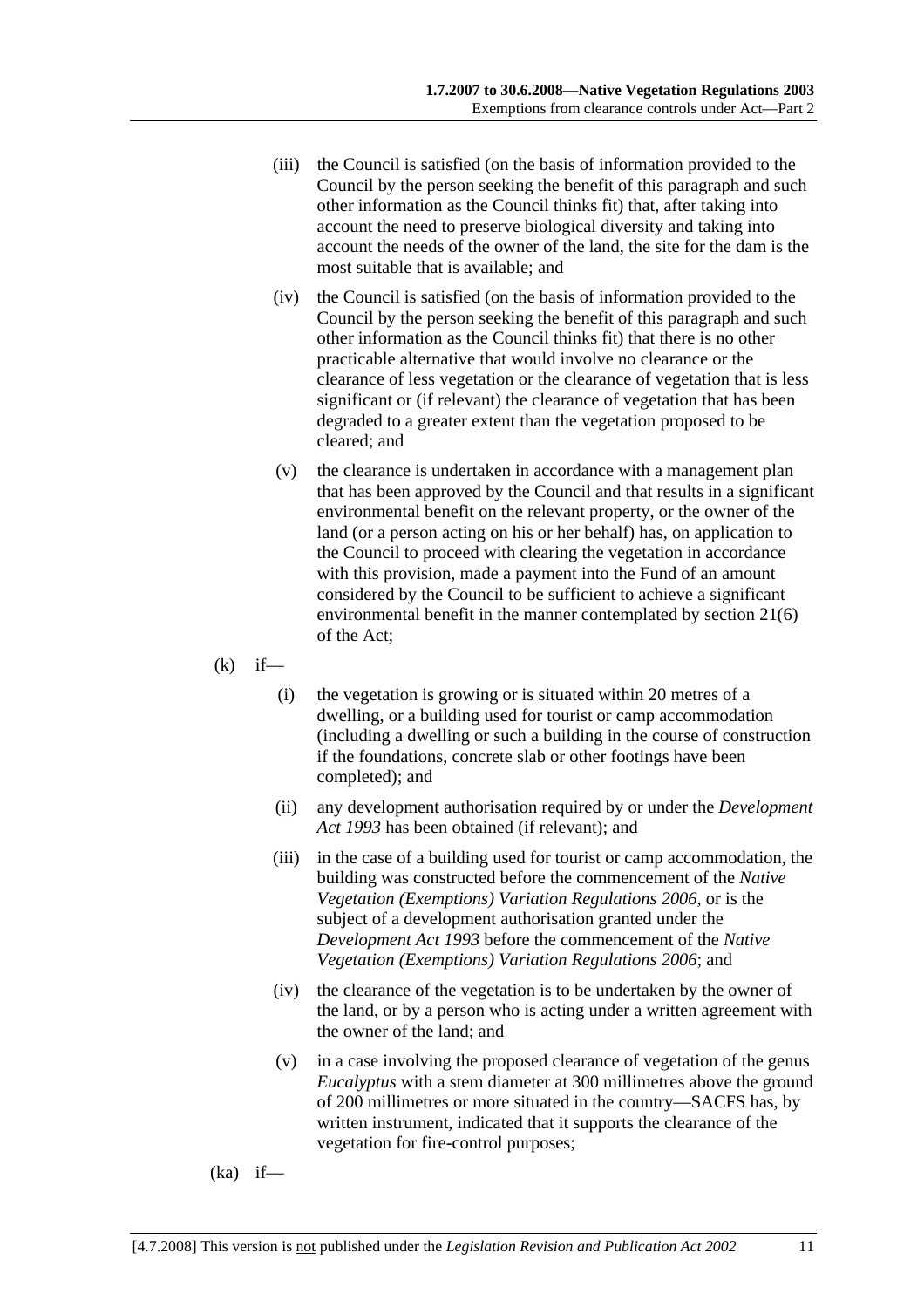(iii) the Council is satisfied (on the basis of information provided to the Council by the person seeking the benefit of this paragraph and such other information as the Council thinks fit) that, after taking into account the need to preserve biological diversity and taking into account the needs of the owner of the land, the site for the dam is the most suitable that is available; and

(iv) the Council is satisfied (on the basis of information provided to the Council by the person seeking the benefit of this paragraph and such other information as the Council thinks fit) that there is no other practicable alternative that would involve no clearance or the clearance of less vegetation or the clearance of vegetation that is less significant or (if relevant) the clearance of vegetation that has been degraded to a greater extent than the vegetation proposed to be cleared; and

(v) the clearance is undertaken in accordance with a management plan that has been approved by the Council and that results in a significant environmental benefit on the relevant property, or the owner of the land (or a person acting on his or her behalf) has, on application to the Council to proceed with clearing the vegetation in accordance with this provision, made a payment into the Fund of an amount considered by the Council to be sufficient to achieve a significant environmental benefit in the manner contemplated by section 21(6) of the Act;

(k) if—

(i) the vegetation is growing or is situated within 20 metres of a dwelling, or a building used for tourist or camp accommodation (including a dwelling or such a building in the course of construction if the foundations, concrete slab or other footings have been completed); and

(ii) any development authorisation required by or under the *Development Act 1993* has been obtained (if relevant); and

(iii) in the case of a building used for tourist or camp accommodation, the building was constructed before the commencement of the *Native Vegetation (Exemptions) Variation Regulations 2006*, or is the subject of a development authorisation granted under the *Development Act 1993* before the commencement of the *Native Vegetation (Exemptions) Variation Regulations 2006*; and

(iv) the clearance of the vegetation is to be undertaken by the owner of the land, or by a person who is acting under a written agreement with the owner of the land; and

(v) in a case involving the proposed clearance of vegetation of the genus *Eucalyptus* with a stem diameter at 300 millimetres above the ground of 200 millimetres or more situated in the country—SACFS has, by written instrument, indicated that it supports the clearance of the vegetation for fire-control purposes;

(ka) if—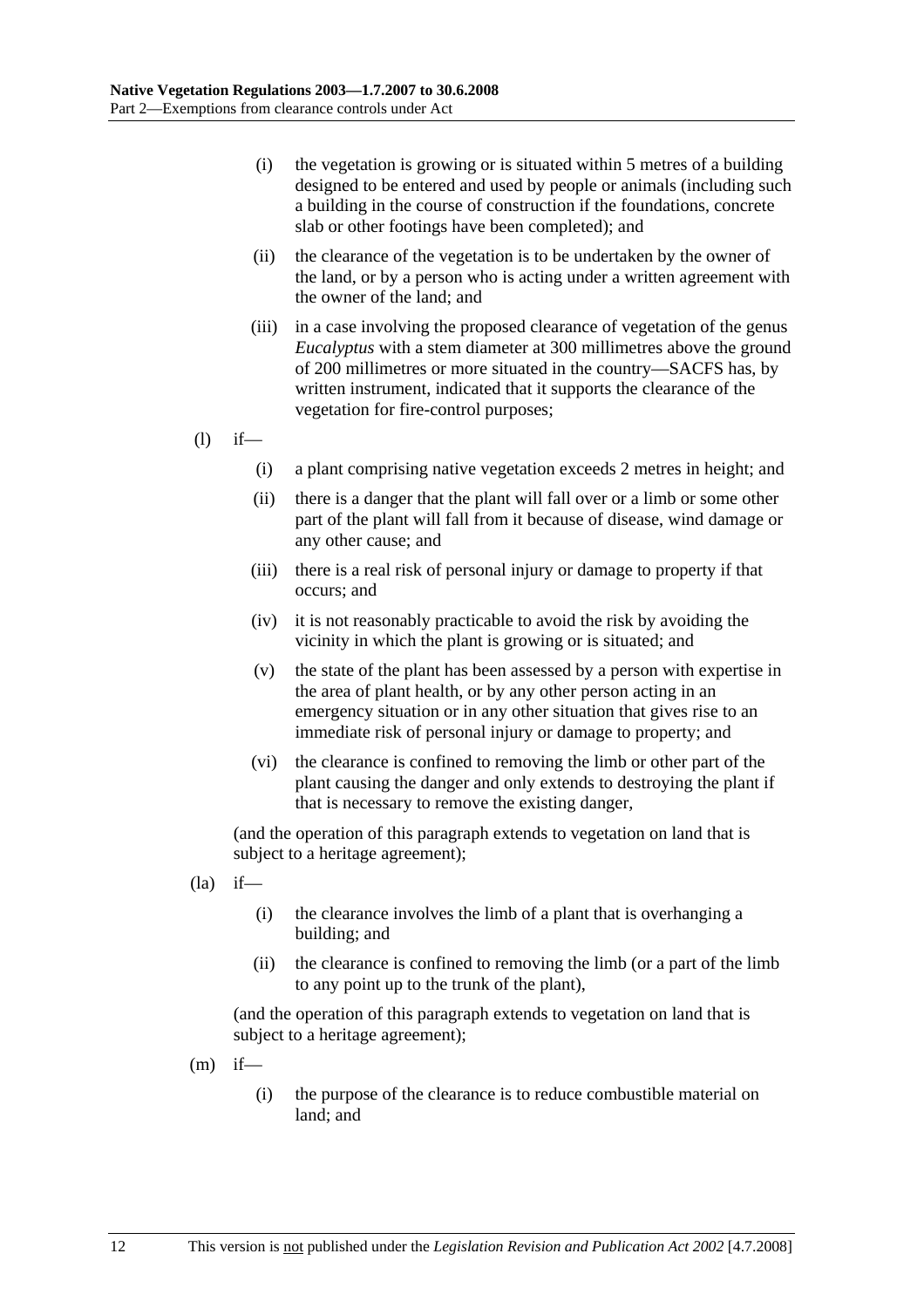- (i) the vegetation is growing or is situated within 5 metres of a building designed to be entered and used by people or animals (including such a building in the course of construction if the foundations, concrete slab or other footings have been completed); and
  - (ii) the clearance of the vegetation is to be undertaken by the owner of the land, or by a person who is acting under a written agreement with the owner of the land; and
  - (iii) in a case involving the proposed clearance of vegetation of the genus *Eucalyptus* with a stem diameter at 300 millimetres above the ground of 200 millimetres or more situated in the country—SACFS has, by written instrument, indicated that it supports the clearance of the vegetation for fire-control purposes;

- (l) if—
  - (i) a plant comprising native vegetation exceeds 2 metres in height; and
  - (ii) there is a danger that the plant will fall over or a limb or some other part of the plant will fall from it because of disease, wind damage or any other cause; and
  - (iii) there is a real risk of personal injury or damage to property if that occurs; and
  - (iv) it is not reasonably practicable to avoid the risk by avoiding the vicinity in which the plant is growing or is situated; and
  - (v) the state of the plant has been assessed by a person with expertise in the area of plant health, or by any other person acting in an emergency situation or in any other situation that gives rise to an immediate risk of personal injury or damage to property; and
  - (vi) the clearance is confined to removing the limb or other part of the plant causing the danger and only extends to destroying the plant if that is necessary to remove the existing danger,

  (and the operation of this paragraph extends to vegetation on land that is subject to a heritage agreement);

- (la) if—
  - (i) the clearance involves the limb of a plant that is overhanging a building; and
  - (ii) the clearance is confined to removing the limb (or a part of the limb to any point up to the trunk of the plant),

  (and the operation of this paragraph extends to vegetation on land that is subject to a heritage agreement);

- (m) if—
  - (i) the purpose of the clearance is to reduce combustible material on land; and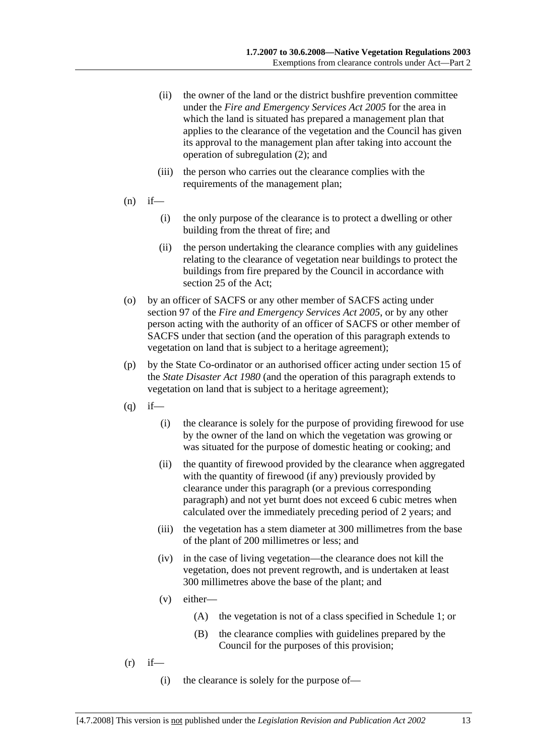(ii) the owner of the land or the district bushfire prevention committee under the *Fire and Emergency Services Act 2005* for the area in which the land is situated has prepared a management plan that applies to the clearance of the vegetation and the Council has given its approval to the management plan after taking into account the operation of subregulation (2); and

(iii) the person who carries out the clearance complies with the requirements of the management plan;

(n) if—

(i) the only purpose of the clearance is to protect a dwelling or other building from the threat of fire; and

(ii) the person undertaking the clearance complies with any guidelines relating to the clearance of vegetation near buildings to protect the buildings from fire prepared by the Council in accordance with section 25 of the Act;

(o) by an officer of SACFS or any other member of SACFS acting under section 97 of the *Fire and Emergency Services Act 2005*, or by any other person acting with the authority of an officer of SACFS or other member of SACFS under that section (and the operation of this paragraph extends to vegetation on land that is subject to a heritage agreement);

(p) by the State Co-ordinator or an authorised officer acting under section 15 of the *State Disaster Act 1980* (and the operation of this paragraph extends to vegetation on land that is subject to a heritage agreement);

(q) if—

(i) the clearance is solely for the purpose of providing firewood for use by the owner of the land on which the vegetation was growing or was situated for the purpose of domestic heating or cooking; and

(ii) the quantity of firewood provided by the clearance when aggregated with the quantity of firewood (if any) previously provided by clearance under this paragraph (or a previous corresponding paragraph) and not yet burnt does not exceed 6 cubic metres when calculated over the immediately preceding period of 2 years; and

(iii) the vegetation has a stem diameter at 300 millimetres from the base of the plant of 200 millimetres or less; and

(iv) in the case of living vegetation—the clearance does not kill the vegetation, does not prevent regrowth, and is undertaken at least 300 millimetres above the base of the plant; and

(v) either—

(A) the vegetation is not of a class specified in Schedule 1; or

(B) the clearance complies with guidelines prepared by the Council for the purposes of this provision;

(r) if—

(i) the clearance is solely for the purpose of—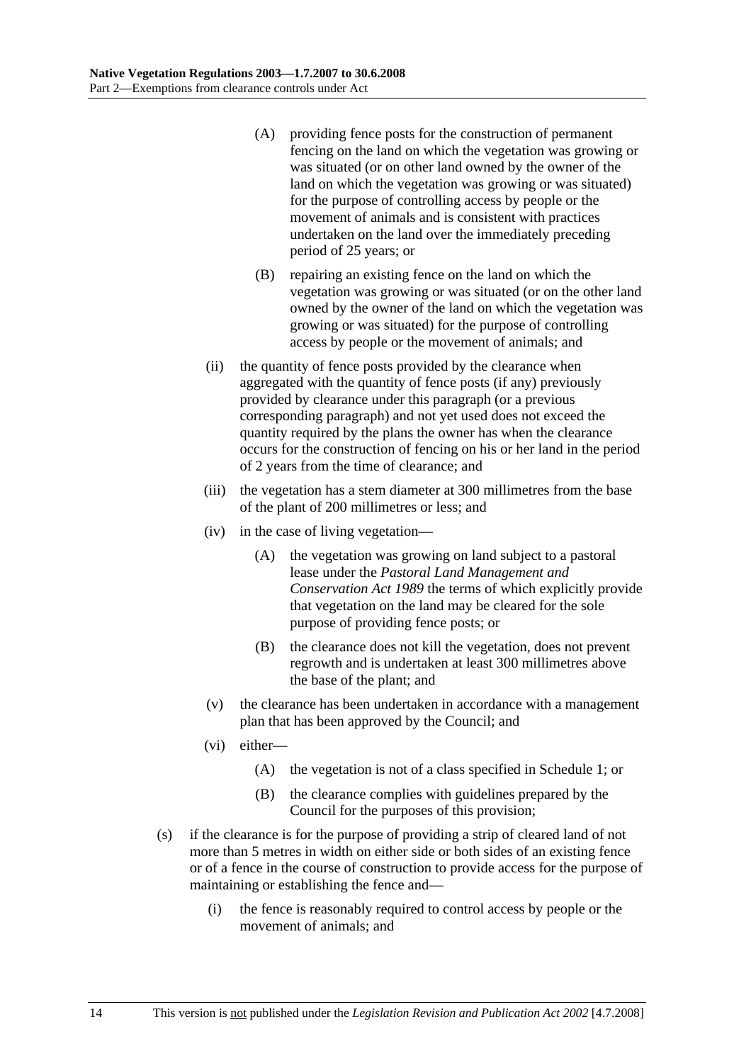(A) providing fence posts for the construction of permanent fencing on the land on which the vegetation was growing or was situated (or on other land owned by the owner of the land on which the vegetation was growing or was situated) for the purpose of controlling access by people or the movement of animals and is consistent with practices undertaken on the land over the immediately preceding period of 25 years; or

(B) repairing an existing fence on the land on which the vegetation was growing or was situated (or on the other land owned by the owner of the land on which the vegetation was growing or was situated) for the purpose of controlling access by people or the movement of animals; and

(ii) the quantity of fence posts provided by the clearance when aggregated with the quantity of fence posts (if any) previously provided by clearance under this paragraph (or a previous corresponding paragraph) and not yet used does not exceed the quantity required by the plans the owner has when the clearance occurs for the construction of fencing on his or her land in the period of 2 years from the time of clearance; and

(iii) the vegetation has a stem diameter at 300 millimetres from the base of the plant of 200 millimetres or less; and

(iv) in the case of living vegetation—

(A) the vegetation was growing on land subject to a pastoral lease under the *Pastoral Land Management and Conservation Act 1989* the terms of which explicitly provide that vegetation on the land may be cleared for the sole purpose of providing fence posts; or

(B) the clearance does not kill the vegetation, does not prevent regrowth and is undertaken at least 300 millimetres above the base of the plant; and

(v) the clearance has been undertaken in accordance with a management plan that has been approved by the Council; and

(vi) either—

(A) the vegetation is not of a class specified in Schedule 1; or

(B) the clearance complies with guidelines prepared by the Council for the purposes of this provision;

(s) if the clearance is for the purpose of providing a strip of cleared land of not more than 5 metres in width on either side or both sides of an existing fence or of a fence in the course of construction to provide access for the purpose of maintaining or establishing the fence and—

(i) the fence is reasonably required to control access by people or the movement of animals; and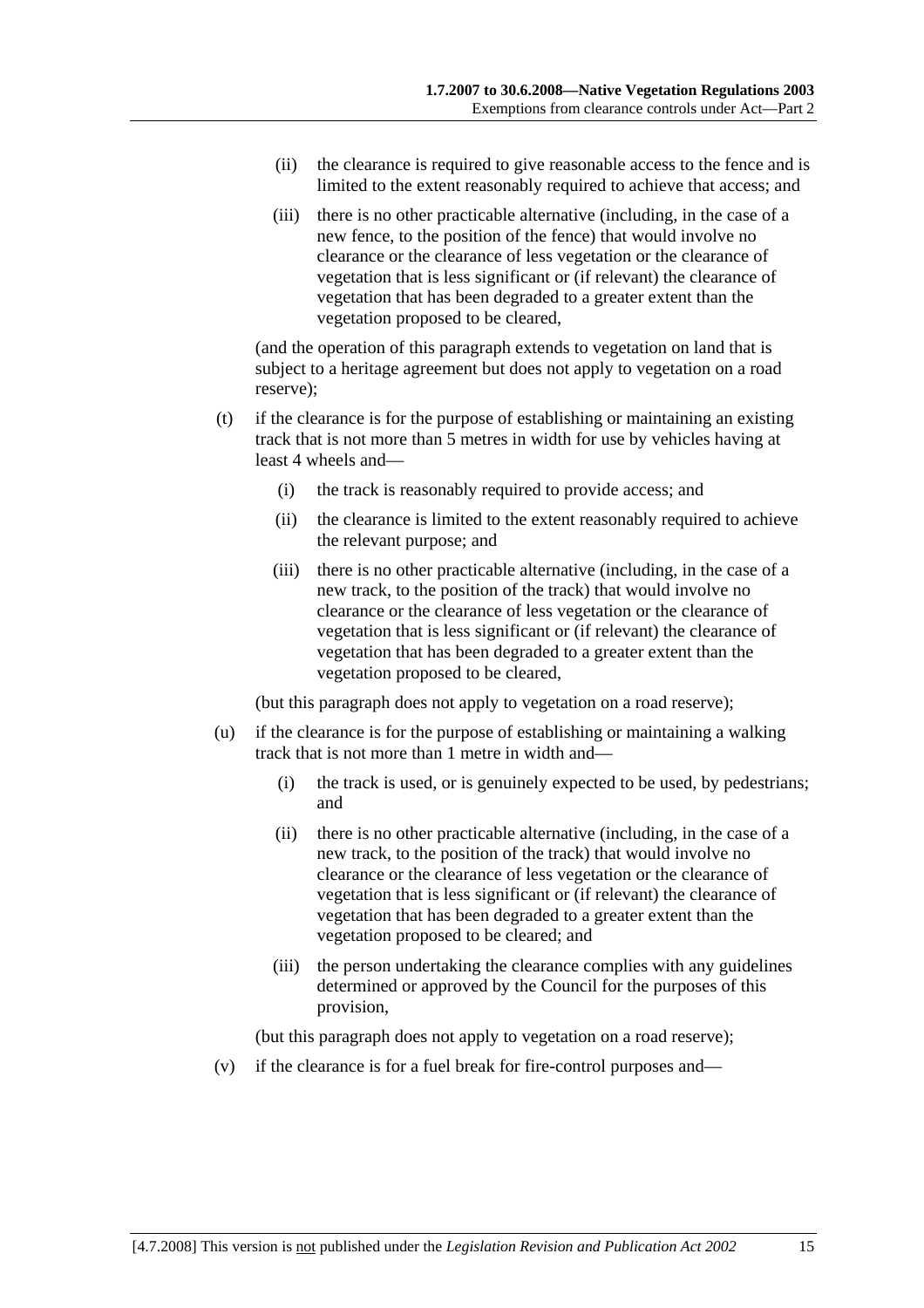(ii) the clearance is required to give reasonable access to the fence and is limited to the extent reasonably required to achieve that access; and

(iii) there is no other practicable alternative (including, in the case of a new fence, to the position of the fence) that would involve no clearance or the clearance of less vegetation or the clearance of vegetation that is less significant or (if relevant) the clearance of vegetation that has been degraded to a greater extent than the vegetation proposed to be cleared,

(and the operation of this paragraph extends to vegetation on land that is subject to a heritage agreement but does not apply to vegetation on a road reserve);

(t) if the clearance is for the purpose of establishing or maintaining an existing track that is not more than 5 metres in width for use by vehicles having at least 4 wheels and—

(i) the track is reasonably required to provide access; and

(ii) the clearance is limited to the extent reasonably required to achieve the relevant purpose; and

(iii) there is no other practicable alternative (including, in the case of a new track, to the position of the track) that would involve no clearance or the clearance of less vegetation or the clearance of vegetation that is less significant or (if relevant) the clearance of vegetation that has been degraded to a greater extent than the vegetation proposed to be cleared,

(but this paragraph does not apply to vegetation on a road reserve);

(u) if the clearance is for the purpose of establishing or maintaining a walking track that is not more than 1 metre in width and—

(i) the track is used, or is genuinely expected to be used, by pedestrians; and

(ii) there is no other practicable alternative (including, in the case of a new track, to the position of the track) that would involve no clearance or the clearance of less vegetation or the clearance of vegetation that is less significant or (if relevant) the clearance of vegetation that has been degraded to a greater extent than the vegetation proposed to be cleared; and

(iii) the person undertaking the clearance complies with any guidelines determined or approved by the Council for the purposes of this provision,

(but this paragraph does not apply to vegetation on a road reserve);

(v) if the clearance is for a fuel break for fire-control purposes and—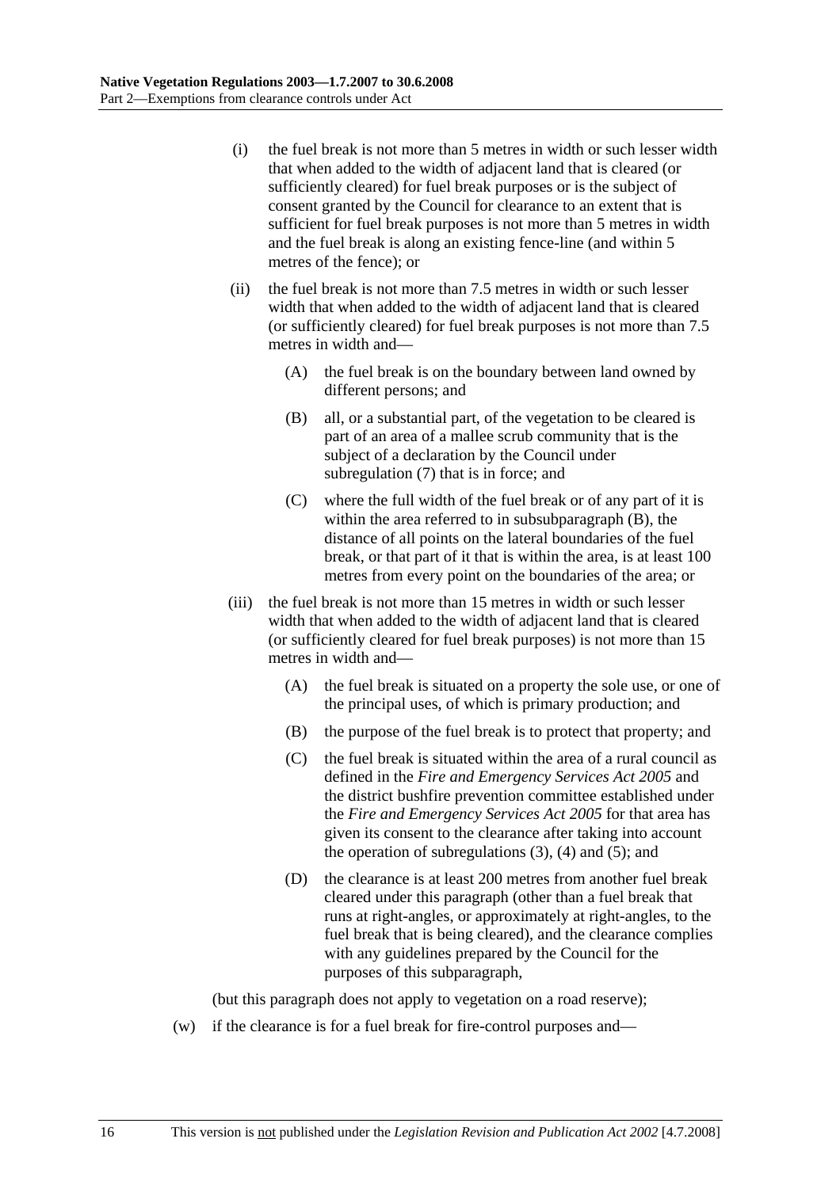(i) the fuel break is not more than 5 metres in width or such lesser width that when added to the width of adjacent land that is cleared (or sufficiently cleared) for fuel break purposes or is the subject of consent granted by the Council for clearance to an extent that is sufficient for fuel break purposes is not more than 5 metres in width and the fuel break is along an existing fence-line (and within 5 metres of the fence); or

(ii) the fuel break is not more than 7.5 metres in width or such lesser width that when added to the width of adjacent land that is cleared (or sufficiently cleared) for fuel break purposes is not more than 7.5 metres in width and—

(A) the fuel break is on the boundary between land owned by different persons; and

(B) all, or a substantial part, of the vegetation to be cleared is part of an area of a mallee scrub community that is the subject of a declaration by the Council under subregulation (7) that is in force; and

(C) where the full width of the fuel break or of any part of it is within the area referred to in subsubparagraph (B), the distance of all points on the lateral boundaries of the fuel break, or that part of it that is within the area, is at least 100 metres from every point on the boundaries of the area; or

(iii) the fuel break is not more than 15 metres in width or such lesser width that when added to the width of adjacent land that is cleared (or sufficiently cleared for fuel break purposes) is not more than 15 metres in width and—

(A) the fuel break is situated on a property the sole use, or one of the principal uses, of which is primary production; and

(B) the purpose of the fuel break is to protect that property; and

(C) the fuel break is situated within the area of a rural council as defined in the *Fire and Emergency Services Act 2005* and the district bushfire prevention committee established under the *Fire and Emergency Services Act 2005* for that area has given its consent to the clearance after taking into account the operation of subregulations (3), (4) and (5); and

(D) the clearance is at least 200 metres from another fuel break cleared under this paragraph (other than a fuel break that runs at right-angles, or approximately at right-angles, to the fuel break that is being cleared), and the clearance complies with any guidelines prepared by the Council for the purposes of this subparagraph,

(but this paragraph does not apply to vegetation on a road reserve);

(w) if the clearance is for a fuel break for fire-control purposes and—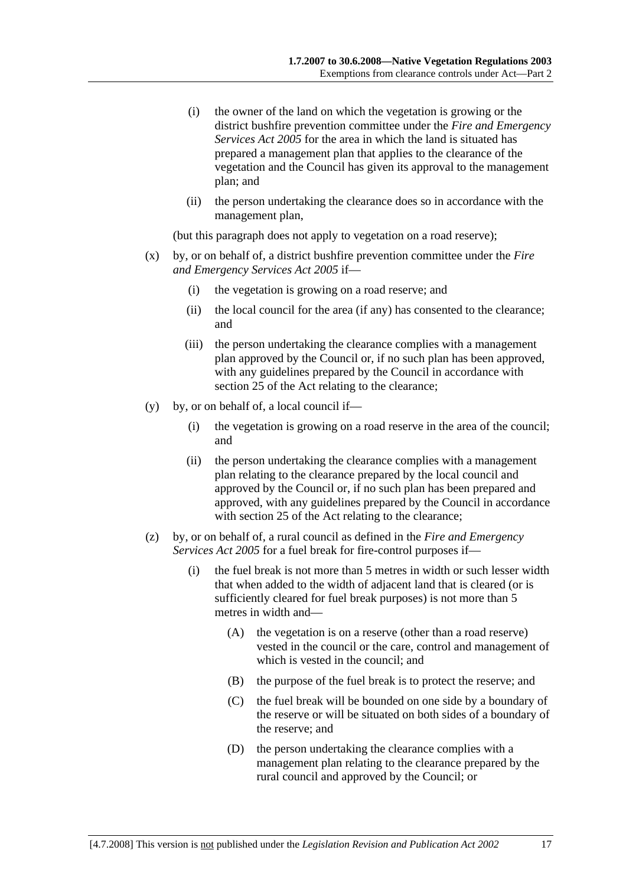(i) the owner of the land on which the vegetation is growing or the district bushfire prevention committee under the *Fire and Emergency Services Act 2005* for the area in which the land is situated has prepared a management plan that applies to the clearance of the vegetation and the Council has given its approval to the management plan; and

(ii) the person undertaking the clearance does so in accordance with the management plan,

(but this paragraph does not apply to vegetation on a road reserve);

(x) by, or on behalf of, a district bushfire prevention committee under the *Fire and Emergency Services Act 2005* if—

(i) the vegetation is growing on a road reserve; and

(ii) the local council for the area (if any) has consented to the clearance; and

(iii) the person undertaking the clearance complies with a management plan approved by the Council or, if no such plan has been approved, with any guidelines prepared by the Council in accordance with section 25 of the Act relating to the clearance;

(y) by, or on behalf of, a local council if—

(i) the vegetation is growing on a road reserve in the area of the council; and

(ii) the person undertaking the clearance complies with a management plan relating to the clearance prepared by the local council and approved by the Council or, if no such plan has been prepared and approved, with any guidelines prepared by the Council in accordance with section 25 of the Act relating to the clearance;

(z) by, or on behalf of, a rural council as defined in the *Fire and Emergency Services Act 2005* for a fuel break for fire-control purposes if—

(i) the fuel break is not more than 5 metres in width or such lesser width that when added to the width of adjacent land that is cleared (or is sufficiently cleared for fuel break purposes) is not more than 5 metres in width and—

(A) the vegetation is on a reserve (other than a road reserve) vested in the council or the care, control and management of which is vested in the council; and

(B) the purpose of the fuel break is to protect the reserve; and

(C) the fuel break will be bounded on one side by a boundary of the reserve or will be situated on both sides of a boundary of the reserve; and

(D) the person undertaking the clearance complies with a management plan relating to the clearance prepared by the rural council and approved by the Council; or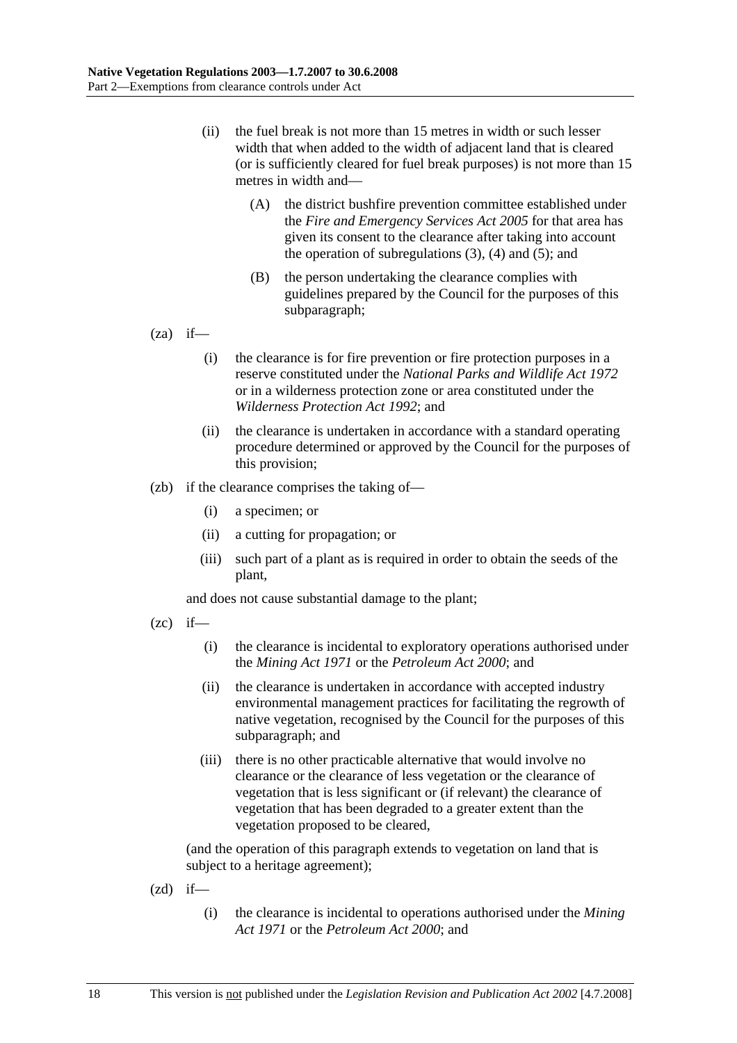(ii) the fuel break is not more than 15 metres in width or such lesser width that when added to the width of adjacent land that is cleared (or is sufficiently cleared for fuel break purposes) is not more than 15 metres in width and—

(A) the district bushfire prevention committee established under the *Fire and Emergency Services Act 2005* for that area has given its consent to the clearance after taking into account the operation of subregulations (3), (4) and (5); and

(B) the person undertaking the clearance complies with guidelines prepared by the Council for the purposes of this subparagraph;

(za) if—

(i) the clearance is for fire prevention or fire protection purposes in a reserve constituted under the *National Parks and Wildlife Act 1972* or in a wilderness protection zone or area constituted under the *Wilderness Protection Act 1992*; and

(ii) the clearance is undertaken in accordance with a standard operating procedure determined or approved by the Council for the purposes of this provision;

(zb) if the clearance comprises the taking of—

(i) a specimen; or

(ii) a cutting for propagation; or

(iii) such part of a plant as is required in order to obtain the seeds of the plant,

and does not cause substantial damage to the plant;

(zc) if—

(i) the clearance is incidental to exploratory operations authorised under the *Mining Act 1971* or the *Petroleum Act 2000*; and

(ii) the clearance is undertaken in accordance with accepted industry environmental management practices for facilitating the regrowth of native vegetation, recognised by the Council for the purposes of this subparagraph; and

(iii) there is no other practicable alternative that would involve no clearance or the clearance of less vegetation or the clearance of vegetation that is less significant or (if relevant) the clearance of vegetation that has been degraded to a greater extent than the vegetation proposed to be cleared,

(and the operation of this paragraph extends to vegetation on land that is subject to a heritage agreement);

(zd) if—

(i) the clearance is incidental to operations authorised under the *Mining Act 1971* or the *Petroleum Act 2000*; and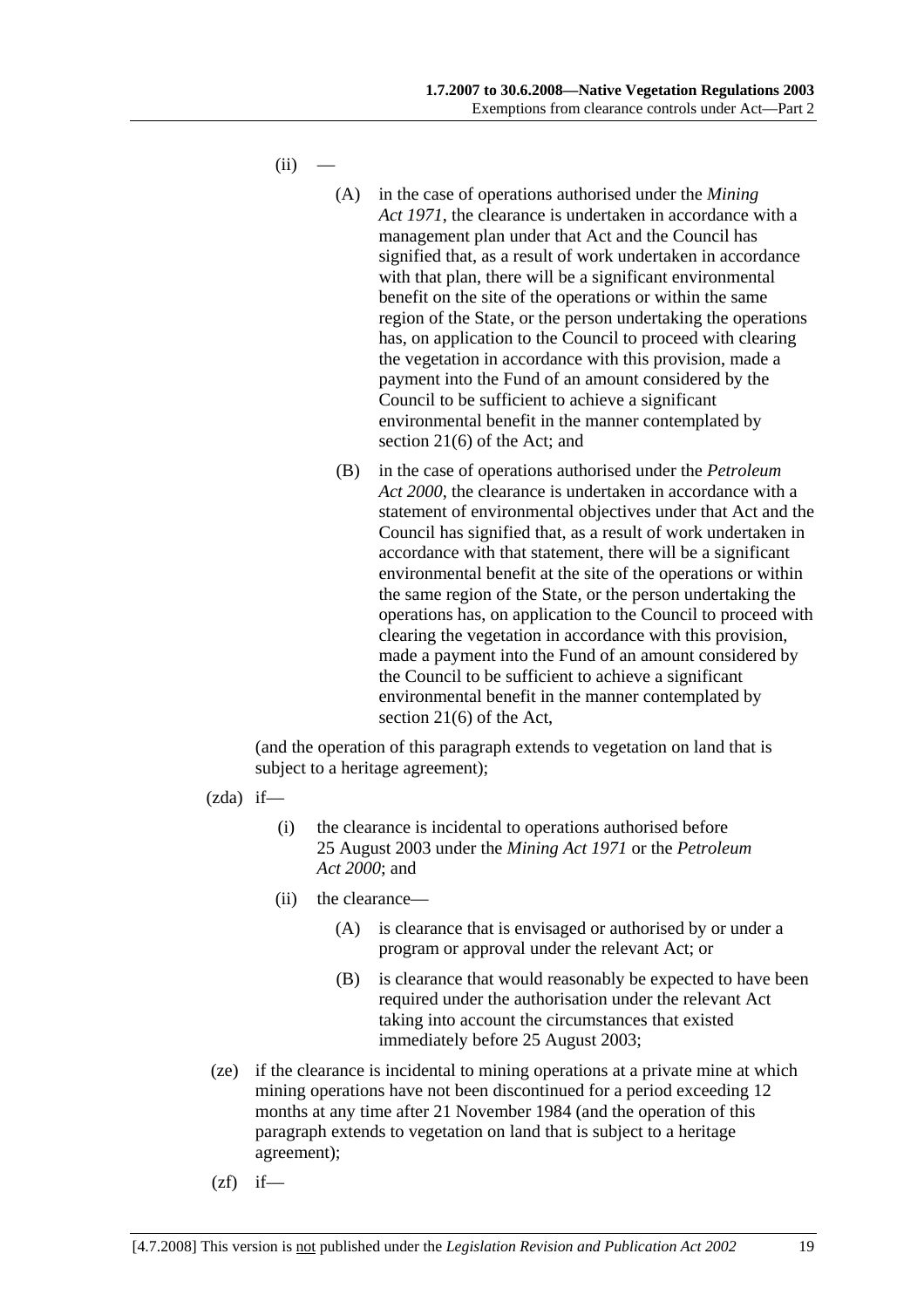(ii) —

(A) in the case of operations authorised under the *Mining Act 1971*, the clearance is undertaken in accordance with a management plan under that Act and the Council has signified that, as a result of work undertaken in accordance with that plan, there will be a significant environmental benefit on the site of the operations or within the same region of the State, or the person undertaking the operations has, on application to the Council to proceed with clearing the vegetation in accordance with this provision, made a payment into the Fund of an amount considered by the Council to be sufficient to achieve a significant environmental benefit in the manner contemplated by section 21(6) of the Act; and

(B) in the case of operations authorised under the *Petroleum Act 2000*, the clearance is undertaken in accordance with a statement of environmental objectives under that Act and the Council has signified that, as a result of work undertaken in accordance with that statement, there will be a significant environmental benefit at the site of the operations or within the same region of the State, or the person undertaking the operations has, on application to the Council to proceed with clearing the vegetation in accordance with this provision, made a payment into the Fund of an amount considered by the Council to be sufficient to achieve a significant environmental benefit in the manner contemplated by section 21(6) of the Act,

(and the operation of this paragraph extends to vegetation on land that is subject to a heritage agreement);

(zda) if—

(i) the clearance is incidental to operations authorised before 25 August 2003 under the *Mining Act 1971* or the *Petroleum Act 2000*; and

(ii) the clearance—

(A) is clearance that is envisaged or authorised by or under a program or approval under the relevant Act; or

(B) is clearance that would reasonably be expected to have been required under the authorisation under the relevant Act taking into account the circumstances that existed immediately before 25 August 2003;

(ze) if the clearance is incidental to mining operations at a private mine at which mining operations have not been discontinued for a period exceeding 12 months at any time after 21 November 1984 (and the operation of this paragraph extends to vegetation on land that is subject to a heritage agreement);

(zf) if—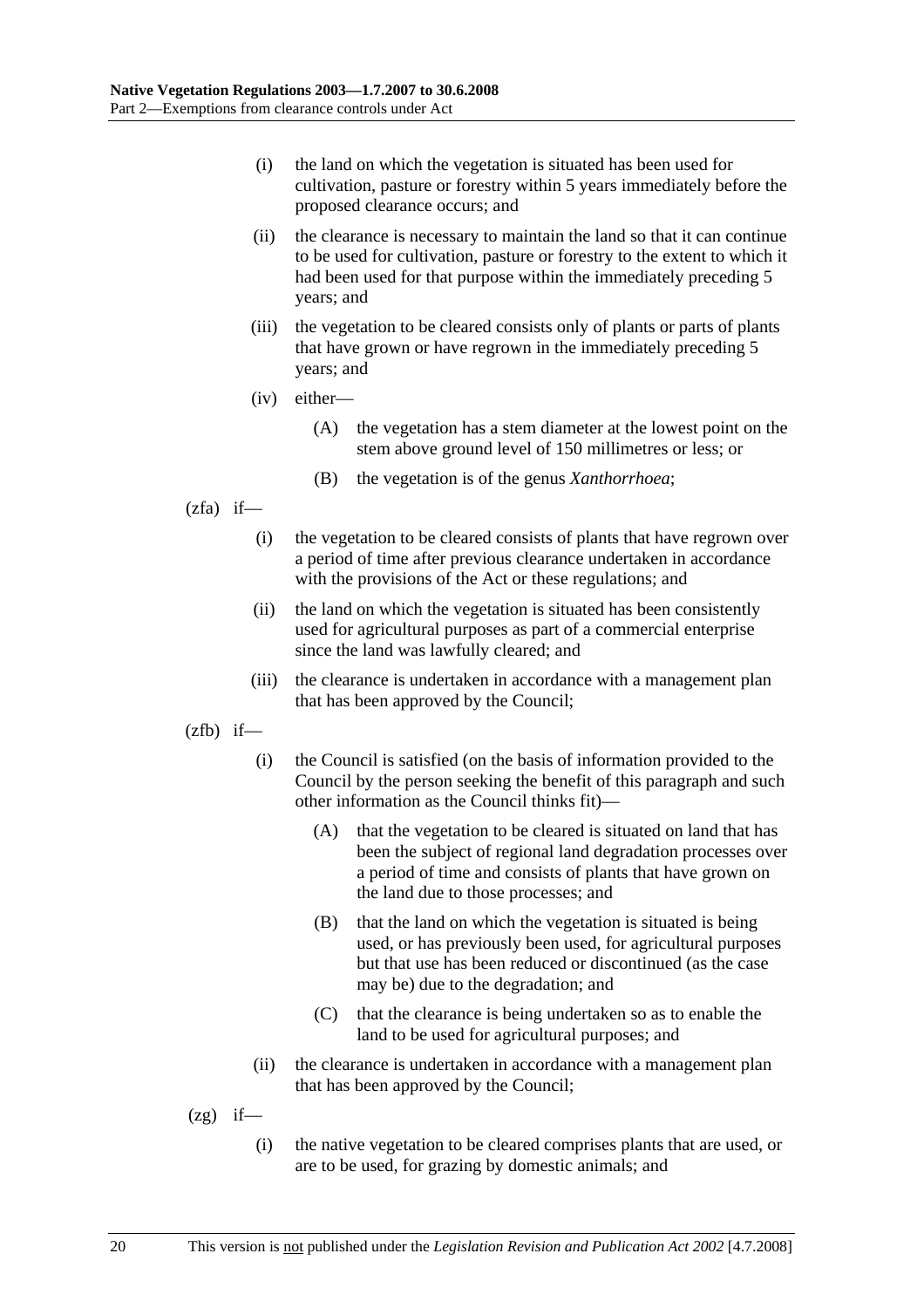(i) the land on which the vegetation is situated has been used for cultivation, pasture or forestry within 5 years immediately before the proposed clearance occurs; and

(ii) the clearance is necessary to maintain the land so that it can continue to be used for cultivation, pasture or forestry to the extent to which it had been used for that purpose within the immediately preceding 5 years; and

(iii) the vegetation to be cleared consists only of plants or parts of plants that have grown or have regrown in the immediately preceding 5 years; and

(iv) either—

(A) the vegetation has a stem diameter at the lowest point on the stem above ground level of 150 millimetres or less; or

(B) the vegetation is of the genus *Xanthorrhoea*;

(zfa) if—

(i) the vegetation to be cleared consists of plants that have regrown over a period of time after previous clearance undertaken in accordance with the provisions of the Act or these regulations; and

(ii) the land on which the vegetation is situated has been consistently used for agricultural purposes as part of a commercial enterprise since the land was lawfully cleared; and

(iii) the clearance is undertaken in accordance with a management plan that has been approved by the Council;

(zfb) if—

(i) the Council is satisfied (on the basis of information provided to the Council by the person seeking the benefit of this paragraph and such other information as the Council thinks fit)—

(A) that the vegetation to be cleared is situated on land that has been the subject of regional land degradation processes over a period of time and consists of plants that have grown on the land due to those processes; and

(B) that the land on which the vegetation is situated is being used, or has previously been used, for agricultural purposes but that use has been reduced or discontinued (as the case may be) due to the degradation; and

(C) that the clearance is being undertaken so as to enable the land to be used for agricultural purposes; and

(ii) the clearance is undertaken in accordance with a management plan that has been approved by the Council;

(zg) if—

(i) the native vegetation to be cleared comprises plants that are used, or are to be used, for grazing by domestic animals; and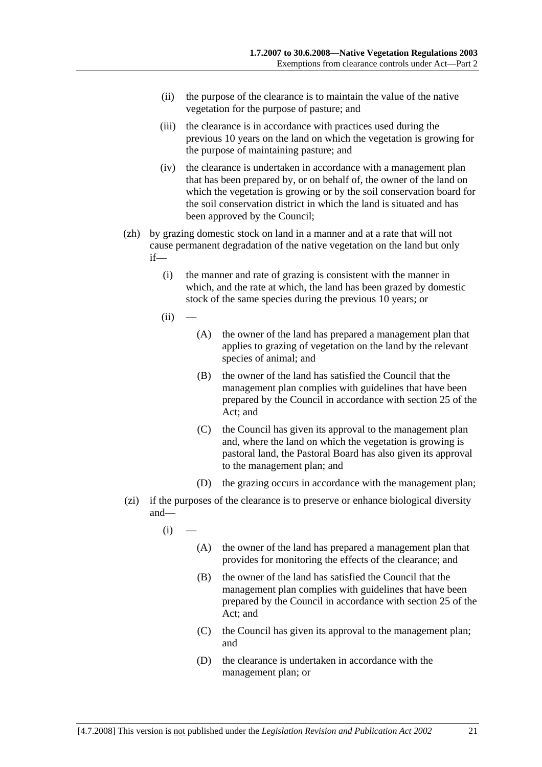(ii) the purpose of the clearance is to maintain the value of the native vegetation for the purpose of pasture; and

(iii) the clearance is in accordance with practices used during the previous 10 years on the land on which the vegetation is growing for the purpose of maintaining pasture; and

(iv) the clearance is undertaken in accordance with a management plan that has been prepared by, or on behalf of, the owner of the land on which the vegetation is growing or by the soil conservation board for the soil conservation district in which the land is situated and has been approved by the Council;

(zh) by grazing domestic stock on land in a manner and at a rate that will not cause permanent degradation of the native vegetation on the land but only if—

(i) the manner and rate of grazing is consistent with the manner in which, and the rate at which, the land has been grazed by domestic stock of the same species during the previous 10 years; or

(ii) —

(A) the owner of the land has prepared a management plan that applies to grazing of vegetation on the land by the relevant species of animal; and

(B) the owner of the land has satisfied the Council that the management plan complies with guidelines that have been prepared by the Council in accordance with section 25 of the Act; and

(C) the Council has given its approval to the management plan and, where the land on which the vegetation is growing is pastoral land, the Pastoral Board has also given its approval to the management plan; and

(D) the grazing occurs in accordance with the management plan;

(zi) if the purposes of the clearance is to preserve or enhance biological diversity and—

(i) —

(A) the owner of the land has prepared a management plan that provides for monitoring the effects of the clearance; and

(B) the owner of the land has satisfied the Council that the management plan complies with guidelines that have been prepared by the Council in accordance with section 25 of the Act; and

(C) the Council has given its approval to the management plan; and

(D) the clearance is undertaken in accordance with the management plan; or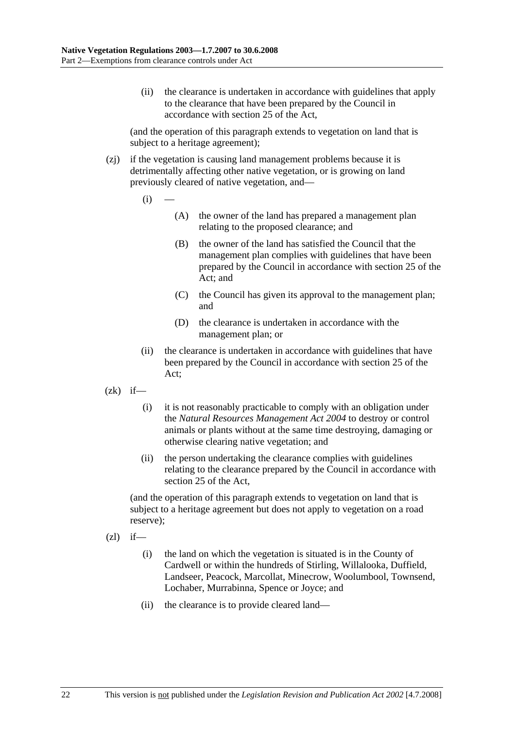(ii) the clearance is undertaken in accordance with guidelines that apply to the clearance that have been prepared by the Council in accordance with section 25 of the Act,

(and the operation of this paragraph extends to vegetation on land that is subject to a heritage agreement);

(zj) if the vegetation is causing land management problems because it is detrimentally affecting other native vegetation, or is growing on land previously cleared of native vegetation, and—

(i) —

(A) the owner of the land has prepared a management plan relating to the proposed clearance; and

(B) the owner of the land has satisfied the Council that the management plan complies with guidelines that have been prepared by the Council in accordance with section 25 of the Act; and

(C) the Council has given its approval to the management plan; and

(D) the clearance is undertaken in accordance with the management plan; or

(ii) the clearance is undertaken in accordance with guidelines that have been prepared by the Council in accordance with section 25 of the Act;

(zk) if—

(i) it is not reasonably practicable to comply with an obligation under the *Natural Resources Management Act 2004* to destroy or control animals or plants without at the same time destroying, damaging or otherwise clearing native vegetation; and

(ii) the person undertaking the clearance complies with guidelines relating to the clearance prepared by the Council in accordance with section 25 of the Act,

(and the operation of this paragraph extends to vegetation on land that is subject to a heritage agreement but does not apply to vegetation on a road reserve);

(zl) if—

(i) the land on which the vegetation is situated is in the County of Cardwell or within the hundreds of Stirling, Willalooka, Duffield, Landseer, Peacock, Marcollat, Minecrow, Woolumbool, Townsend, Lochaber, Murrabinna, Spence or Joyce; and

(ii) the clearance is to provide cleared land—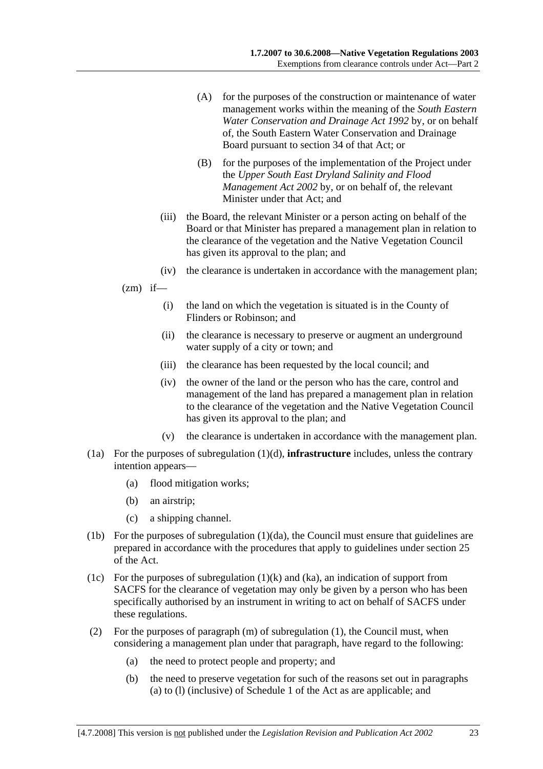(A) for the purposes of the construction or maintenance of water management works within the meaning of the *South Eastern Water Conservation and Drainage Act 1992* by, or on behalf of, the South Eastern Water Conservation and Drainage Board pursuant to section 34 of that Act; or

(B) for the purposes of the implementation of the Project under the *Upper South East Dryland Salinity and Flood Management Act 2002* by, or on behalf of, the relevant Minister under that Act; and

(iii) the Board, the relevant Minister or a person acting on behalf of the Board or that Minister has prepared a management plan in relation to the clearance of the vegetation and the Native Vegetation Council has given its approval to the plan; and

(iv) the clearance is undertaken in accordance with the management plan;

(zm) if—

(i) the land on which the vegetation is situated is in the County of Flinders or Robinson; and

(ii) the clearance is necessary to preserve or augment an underground water supply of a city or town; and

(iii) the clearance has been requested by the local council; and

(iv) the owner of the land or the person who has the care, control and management of the land has prepared a management plan in relation to the clearance of the vegetation and the Native Vegetation Council has given its approval to the plan; and

(v) the clearance is undertaken in accordance with the management plan.

(1a) For the purposes of subregulation (1)(d), **infrastructure** includes, unless the contrary intention appears—

(a) flood mitigation works;

(b) an airstrip;

(c) a shipping channel.

(1b) For the purposes of subregulation (1)(da), the Council must ensure that guidelines are prepared in accordance with the procedures that apply to guidelines under section 25 of the Act.

(1c) For the purposes of subregulation (1)(k) and (ka), an indication of support from SACFS for the clearance of vegetation may only be given by a person who has been specifically authorised by an instrument in writing to act on behalf of SACFS under these regulations.

(2) For the purposes of paragraph (m) of subregulation (1), the Council must, when considering a management plan under that paragraph, have regard to the following:

(a) the need to protect people and property; and

(b) the need to preserve vegetation for such of the reasons set out in paragraphs (a) to (l) (inclusive) of Schedule 1 of the Act as are applicable; and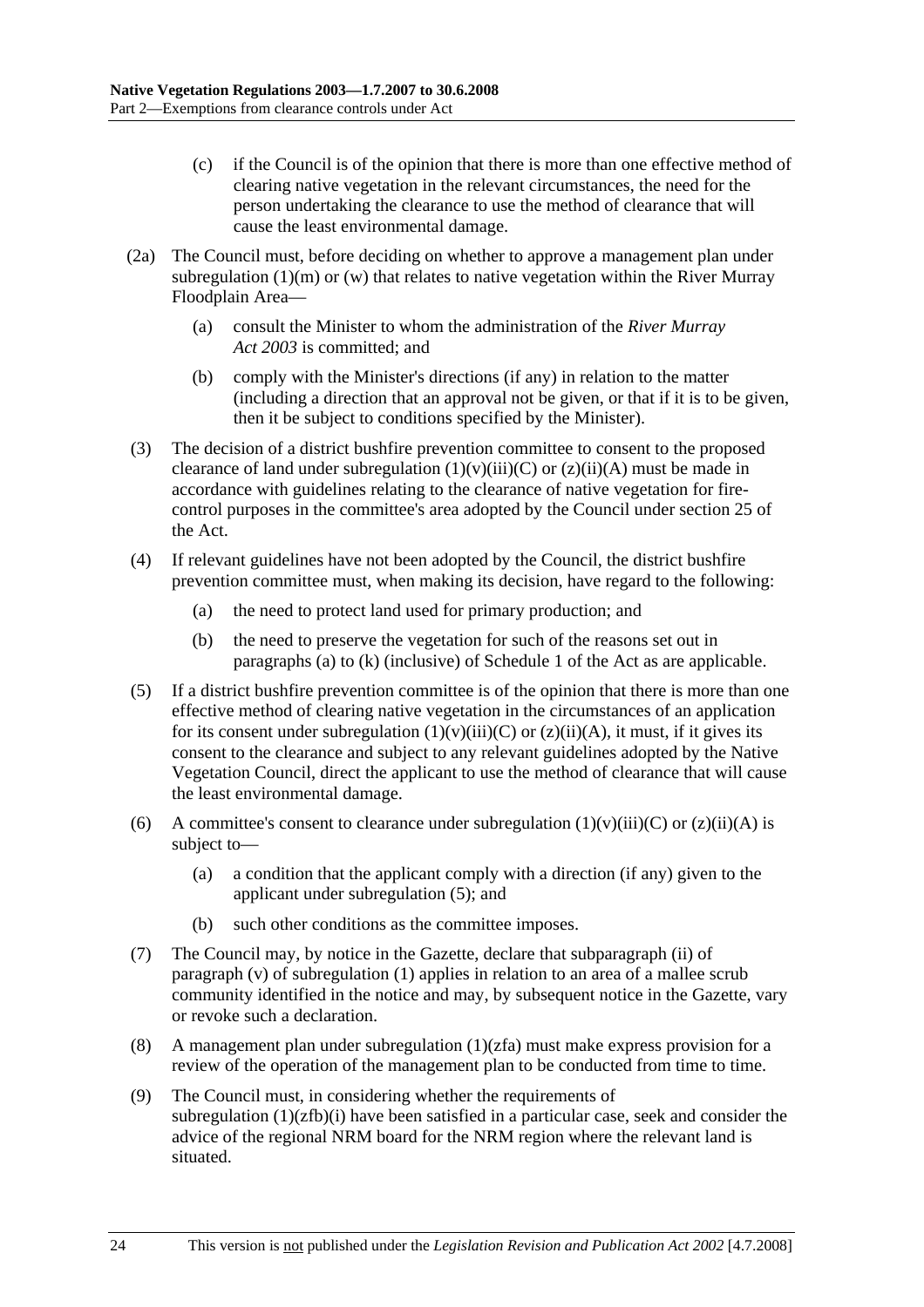(c) if the Council is of the opinion that there is more than one effective method of clearing native vegetation in the relevant circumstances, the need for the person undertaking the clearance to use the method of clearance that will cause the least environmental damage.

(2a) The Council must, before deciding on whether to approve a management plan under subregulation (1)(m) or (w) that relates to native vegetation within the River Murray Floodplain Area—

(a) consult the Minister to whom the administration of the *River Murray Act 2003* is committed; and

(b) comply with the Minister's directions (if any) in relation to the matter (including a direction that an approval not be given, or that if it is to be given, then it be subject to conditions specified by the Minister).

(3) The decision of a district bushfire prevention committee to consent to the proposed clearance of land under subregulation (1)(v)(iii)(C) or (z)(ii)(A) must be made in accordance with guidelines relating to the clearance of native vegetation for fire-control purposes in the committee's area adopted by the Council under section 25 of the Act.

(4) If relevant guidelines have not been adopted by the Council, the district bushfire prevention committee must, when making its decision, have regard to the following:

(a) the need to protect land used for primary production; and

(b) the need to preserve the vegetation for such of the reasons set out in paragraphs (a) to (k) (inclusive) of Schedule 1 of the Act as are applicable.

(5) If a district bushfire prevention committee is of the opinion that there is more than one effective method of clearing native vegetation in the circumstances of an application for its consent under subregulation (1)(v)(iii)(C) or (z)(ii)(A), it must, if it gives its consent to the clearance and subject to any relevant guidelines adopted by the Native Vegetation Council, direct the applicant to use the method of clearance that will cause the least environmental damage.

(6) A committee's consent to clearance under subregulation (1)(v)(iii)(C) or (z)(ii)(A) is subject to—

(a) a condition that the applicant comply with a direction (if any) given to the applicant under subregulation (5); and

(b) such other conditions as the committee imposes.

(7) The Council may, by notice in the Gazette, declare that subparagraph (ii) of paragraph (v) of subregulation (1) applies in relation to an area of a mallee scrub community identified in the notice and may, by subsequent notice in the Gazette, vary or revoke such a declaration.

(8) A management plan under subregulation (1)(zfa) must make express provision for a review of the operation of the management plan to be conducted from time to time.

(9) The Council must, in considering whether the requirements of subregulation (1)(zfb)(i) have been satisfied in a particular case, seek and consider the advice of the regional NRM board for the NRM region where the relevant land is situated.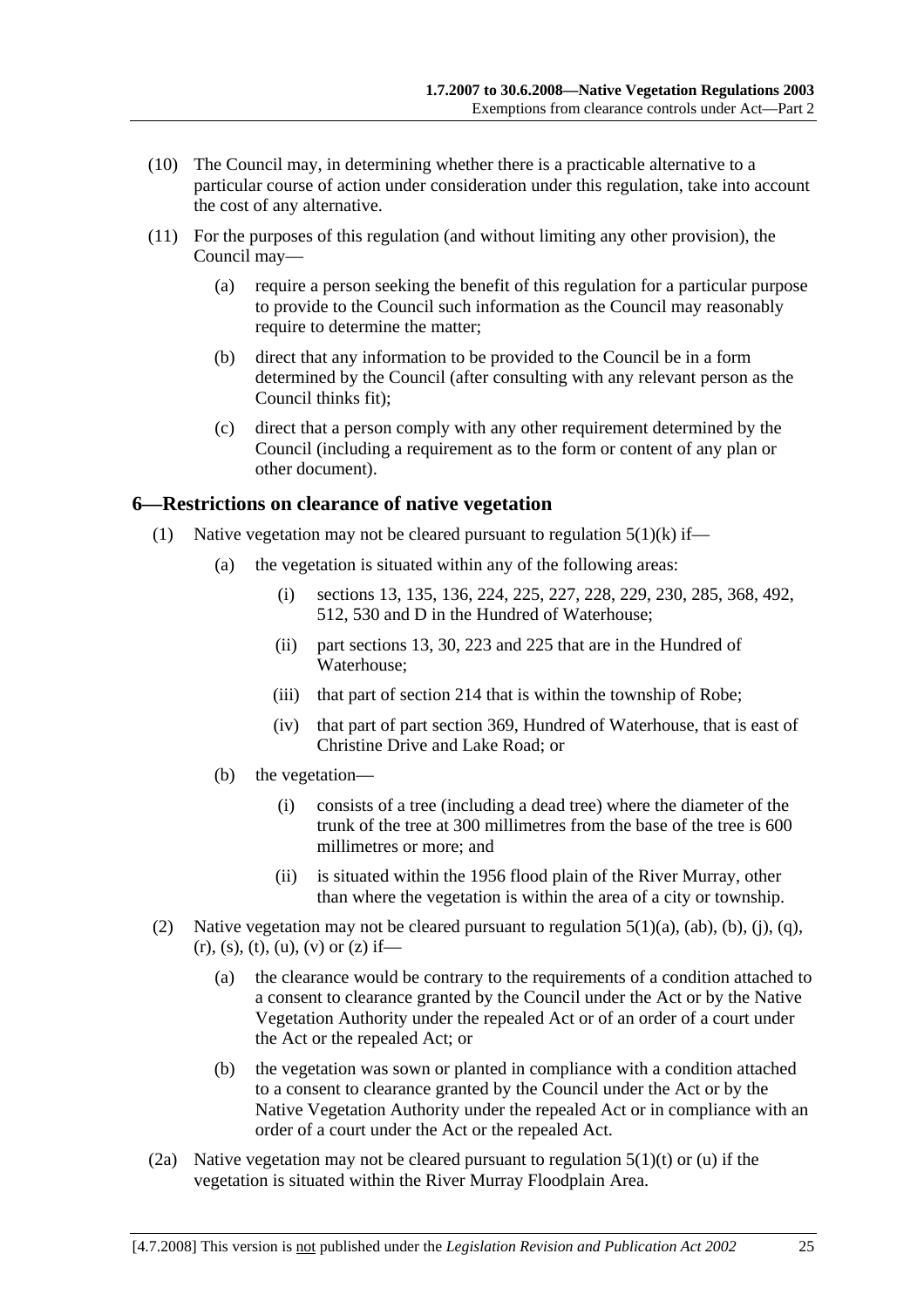(10) The Council may, in determining whether there is a practicable alternative to a particular course of action under consideration under this regulation, take into account the cost of any alternative.

(11) For the purposes of this regulation (and without limiting any other provision), the Council may—

(a) require a person seeking the benefit of this regulation for a particular purpose to provide to the Council such information as the Council may reasonably require to determine the matter;

(b) direct that any information to be provided to the Council be in a form determined by the Council (after consulting with any relevant person as the Council thinks fit);

(c) direct that a person comply with any other requirement determined by the Council (including a requirement as to the form or content of any plan or other document).

## 6—Restrictions on clearance of native vegetation

(1) Native vegetation may not be cleared pursuant to regulation 5(1)(k) if—

(a) the vegetation is situated within any of the following areas:

(i) sections 13, 135, 136, 224, 225, 227, 228, 229, 230, 285, 368, 492, 512, 530 and D in the Hundred of Waterhouse;

(ii) part sections 13, 30, 223 and 225 that are in the Hundred of Waterhouse;

(iii) that part of section 214 that is within the township of Robe;

(iv) that part of part section 369, Hundred of Waterhouse, that is east of Christine Drive and Lake Road; or

(b) the vegetation—

(i) consists of a tree (including a dead tree) where the diameter of the trunk of the tree at 300 millimetres from the base of the tree is 600 millimetres or more; and

(ii) is situated within the 1956 flood plain of the River Murray, other than where the vegetation is within the area of a city or township.

(2) Native vegetation may not be cleared pursuant to regulation 5(1)(a), (ab), (b), (j), (q), (r), (s), (t), (u), (v) or (z) if—

(a) the clearance would be contrary to the requirements of a condition attached to a consent to clearance granted by the Council under the Act or by the Native Vegetation Authority under the repealed Act or of an order of a court under the Act or the repealed Act; or

(b) the vegetation was sown or planted in compliance with a condition attached to a consent to clearance granted by the Council under the Act or by the Native Vegetation Authority under the repealed Act or in compliance with an order of a court under the Act or the repealed Act.

(2a) Native vegetation may not be cleared pursuant to regulation 5(1)(t) or (u) if the vegetation is situated within the River Murray Floodplain Area.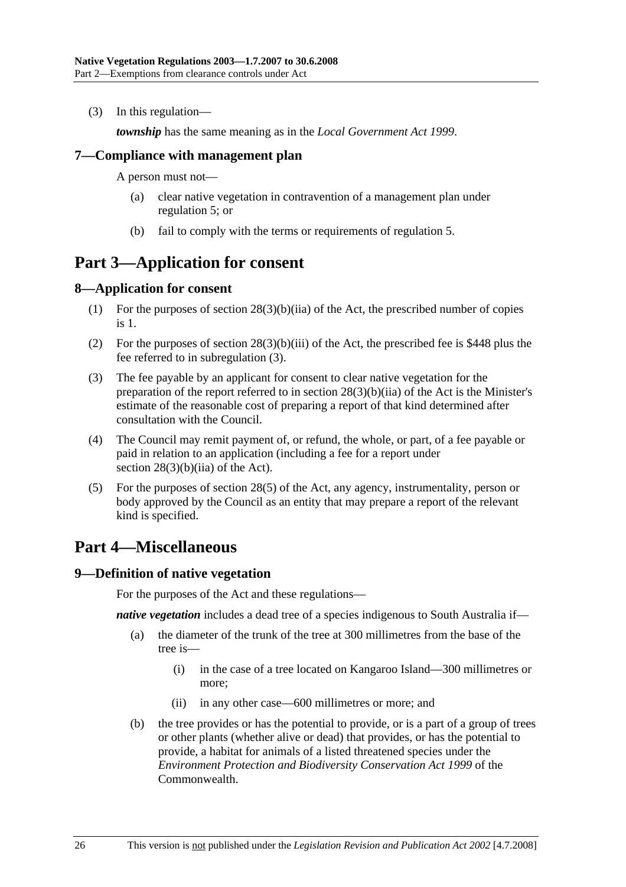(3) In this regulation—

***township*** has the same meaning as in the *Local Government Act 1999*.

### 7—Compliance with management plan

A person must not—

(a) clear native vegetation in contravention of a management plan under regulation 5; or

(b) fail to comply with the terms or requirements of regulation 5.

## Part 3—Application for consent

### 8—Application for consent

(1) For the purposes of section 28(3)(b)(iia) of the Act, the prescribed number of copies is 1.

(2) For the purposes of section 28(3)(b)(iii) of the Act, the prescribed fee is $448 plus the fee referred to in subregulation (3).

(3) The fee payable by an applicant for consent to clear native vegetation for the preparation of the report referred to in section 28(3)(b)(iia) of the Act is the Minister's estimate of the reasonable cost of preparing a report of that kind determined after consultation with the Council.

(4) The Council may remit payment of, or refund, the whole, or part, of a fee payable or paid in relation to an application (including a fee for a report under section 28(3)(b)(iia) of the Act).

(5) For the purposes of section 28(5) of the Act, any agency, instrumentality, person or body approved by the Council as an entity that may prepare a report of the relevant kind is specified.

## Part 4—Miscellaneous

### 9—Definition of native vegetation

For the purposes of the Act and these regulations—

***native vegetation*** includes a dead tree of a species indigenous to South Australia if—

(a) the diameter of the trunk of the tree at 300 millimetres from the base of the tree is—

(i) in the case of a tree located on Kangaroo Island—300 millimetres or more;

(ii) in any other case—600 millimetres or more; and

(b) the tree provides or has the potential to provide, or is a part of a group of trees or other plants (whether alive or dead) that provides, or has the potential to provide, a habitat for animals of a listed threatened species under the *Environment Protection and Biodiversity Conservation Act 1999* of the Commonwealth.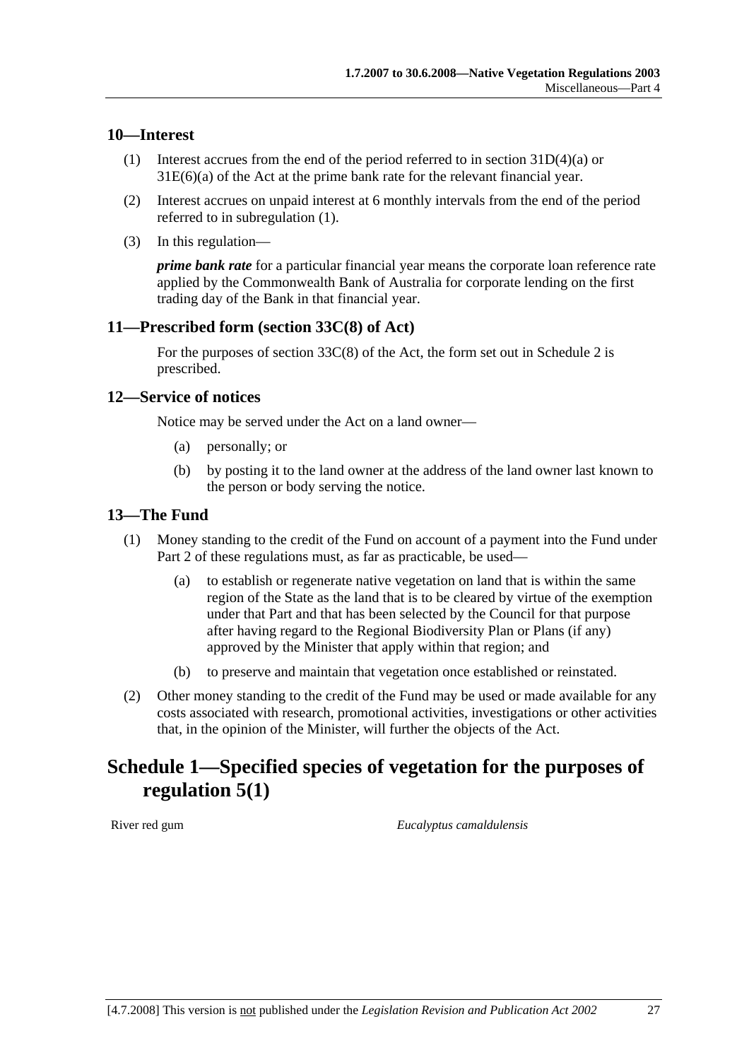## 10—Interest

(1) Interest accrues from the end of the period referred to in section 31D(4)(a) or 31E(6)(a) of the Act at the prime bank rate for the relevant financial year.

(2) Interest accrues on unpaid interest at 6 monthly intervals from the end of the period referred to in subregulation (1).

(3) In this regulation—

***prime bank rate*** for a particular financial year means the corporate loan reference rate applied by the Commonwealth Bank of Australia for corporate lending on the first trading day of the Bank in that financial year.

## 11—Prescribed form (section 33C(8) of Act)

For the purposes of section 33C(8) of the Act, the form set out in Schedule 2 is prescribed.

## 12—Service of notices

Notice may be served under the Act on a land owner—

(a) personally; or

(b) by posting it to the land owner at the address of the land owner last known to the person or body serving the notice.

## 13—The Fund

(1) Money standing to the credit of the Fund on account of a payment into the Fund under Part 2 of these regulations must, as far as practicable, be used—

(a) to establish or regenerate native vegetation on land that is within the same region of the State as the land that is to be cleared by virtue of the exemption under that Part and that has been selected by the Council for that purpose after having regard to the Regional Biodiversity Plan or Plans (if any) approved by the Minister that apply within that region; and

(b) to preserve and maintain that vegetation once established or reinstated.

(2) Other money standing to the credit of the Fund may be used or made available for any costs associated with research, promotional activities, investigations or other activities that, in the opinion of the Minister, will further the objects of the Act.

# Schedule 1—Specified species of vegetation for the purposes of regulation 5(1)

| | |
|---|---|
| River red gum | *Eucalyptus camaldulensis* |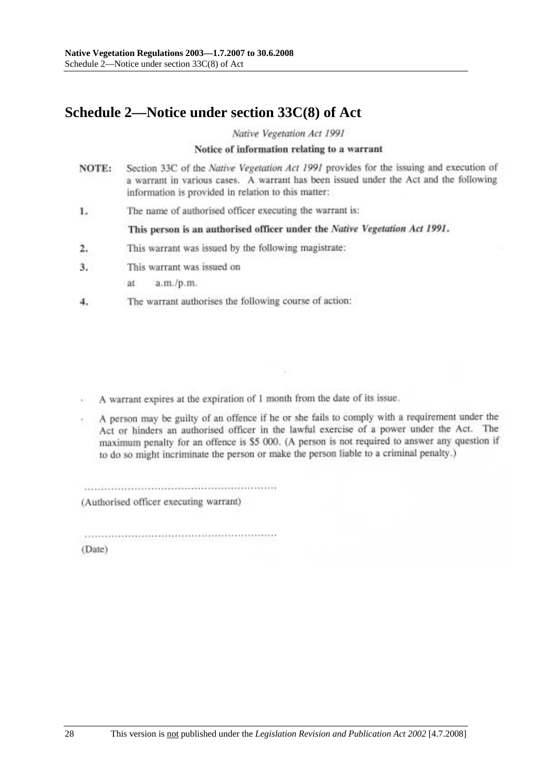# Schedule 2—Notice under section 33C(8) of Act

*Native Vegetation Act 1991*

**Notice of information relating to a warrant**

**NOTE:** Section 33C of the *Native Vegetation Act 1991* provides for the issuing and execution of a warrant in various cases. A warrant has been issued under the Act and the following information is provided in relation to this matter:

1. The name of authorised officer executing the warrant is:

   **This person is an authorised officer under the *Native Vegetation Act 1991*.**

2. This warrant was issued by the following magistrate:

3. This warrant was issued on

   at a.m./p.m.

4. The warrant authorises the following course of action:

- A warrant expires at the expiration of 1 month from the date of its issue.
- A person may be guilty of an offence if he or she fails to comply with a requirement under the Act or hinders an authorised officer in the lawful exercise of a power under the Act. The maximum penalty for an offence is $5 000. (A person is not required to answer any question if to do so might incriminate the person or make the person liable to a criminal penalty.)

............................................................

(Authorised officer executing warrant)

............................................................

(Date)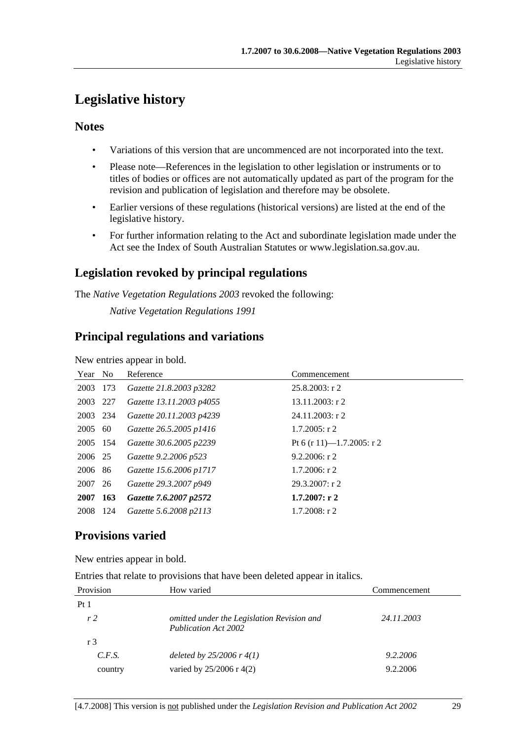# Legislative history

## Notes

- Variations of this version that are uncommenced are not incorporated into the text.
- Please note—References in the legislation to other legislation or instruments or to titles of bodies or offices are not automatically updated as part of the program for the revision and publication of legislation and therefore may be obsolete.
- Earlier versions of these regulations (historical versions) are listed at the end of the legislative history.
- For further information relating to the Act and subordinate legislation made under the Act see the Index of South Australian Statutes or www.legislation.sa.gov.au.

## Legislation revoked by principal regulations

The *Native Vegetation Regulations 2003* revoked the following:

*Native Vegetation Regulations 1991*

## Principal regulations and variations

New entries appear in bold.

| Year | No | Reference | Commencement |
|---|---|---|---|
| 2003 | 173 | *Gazette 21.8.2003 p3282* | 25.8.2003: r 2 |
| 2003 | 227 | *Gazette 13.11.2003 p4055* | 13.11.2003: r 2 |
| 2003 | 234 | *Gazette 20.11.2003 p4239* | 24.11.2003: r 2 |
| 2005 | 60 | *Gazette 26.5.2005 p1416* | 1.7.2005: r 2 |
| 2005 | 154 | *Gazette 30.6.2005 p2239* | Pt 6 (r 11)—1.7.2005: r 2 |
| 2006 | 25 | *Gazette 9.2.2006 p523* | 9.2.2006: r 2 |
| 2006 | 86 | *Gazette 15.6.2006 p1717* | 1.7.2006: r 2 |
| 2007 | 26 | *Gazette 29.3.2007 p949* | 29.3.2007: r 2 |
| **2007** | **163** | ***Gazette 7.6.2007 p2572*** | **1.7.2007: r 2** |
| 2008 | 124 | *Gazette 5.6.2008 p2113* | 1.7.2008: r 2 |

## Provisions varied

New entries appear in bold.

Entries that relate to provisions that have been deleted appear in italics.

| Provision | How varied | Commencement |
|---|---|---|
| Pt 1 | | |
| *r 2* | *omitted under the Legislation Revision and Publication Act 2002* | *24.11.2003* |
| r 3 | | |
| *C.F.S.* | *deleted by 25/2006 r 4(1)* | *9.2.2006* |
| country | varied by 25/2006 r 4(2) | 9.2.2006 |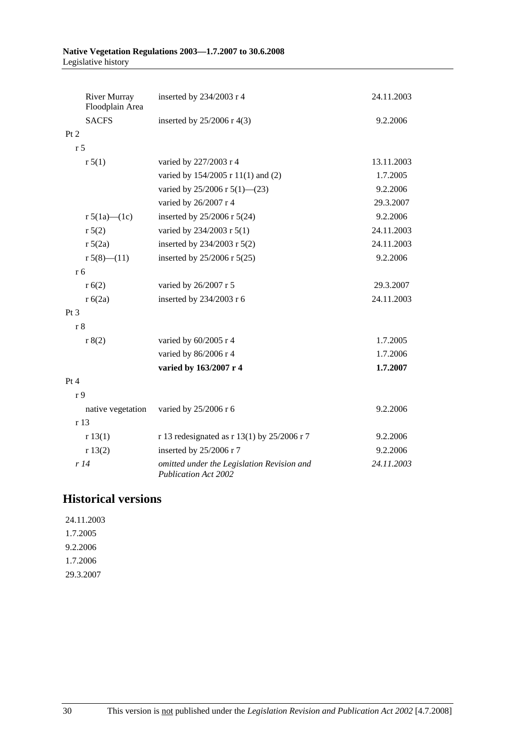| | | |
|---|---|---|
| River Murray Floodplain Area | inserted by 234/2003 r 4 | 24.11.2003 |
| SACFS | inserted by 25/2006 r 4(3) | 9.2.2006 |
| Pt 2 | | |
| r 5 | | |
| r 5(1) | varied by 227/2003 r 4 | 13.11.2003 |
| | varied by 154/2005 r 11(1) and (2) | 1.7.2005 |
| | varied by 25/2006 r 5(1)—(23) | 9.2.2006 |
| | varied by 26/2007 r 4 | 29.3.2007 |
| r 5(1a)—(1c) | inserted by 25/2006 r 5(24) | 9.2.2006 |
| r 5(2) | varied by 234/2003 r 5(1) | 24.11.2003 |
| r 5(2a) | inserted by 234/2003 r 5(2) | 24.11.2003 |
| r 5(8)—(11) | inserted by 25/2006 r 5(25) | 9.2.2006 |
| r 6 | | |
| r 6(2) | varied by 26/2007 r 5 | 29.3.2007 |
| r 6(2a) | inserted by 234/2003 r 6 | 24.11.2003 |
| Pt 3 | | |
| r 8 | | |
| r 8(2) | varied by 60/2005 r 4 | 1.7.2005 |
| | varied by 86/2006 r 4 | 1.7.2006 |
| | **varied by 163/2007 r 4** | **1.7.2007** |
| Pt 4 | | |
| r 9 | | |
| native vegetation | varied by 25/2006 r 6 | 9.2.2006 |
| r 13 | | |
| r 13(1) | r 13 redesignated as r 13(1) by 25/2006 r 7 | 9.2.2006 |
| r 13(2) | inserted by 25/2006 r 7 | 9.2.2006 |
| *r 14* | *omitted under the Legislation Revision and Publication Act 2002* | *24.11.2003* |

## Historical versions

24.11.2003
1.7.2005
9.2.2006
1.7.2006
29.3.2007